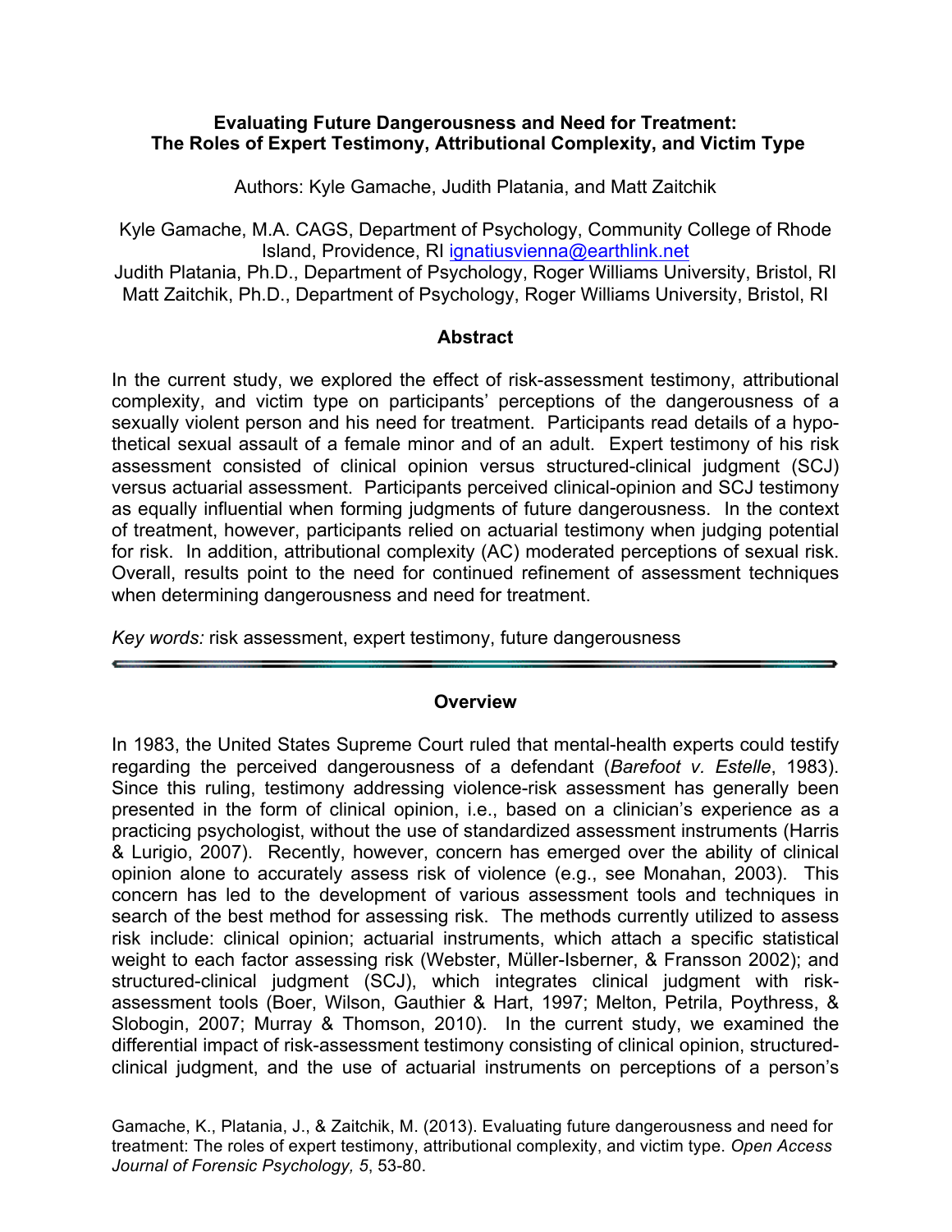# Evaluating Future Dangerousness and Need for Treatment: The Roles of Expert Testimony, Attributional Complexity, and Victim Type

Authors: Kyle Gamache, Judith Platania, and Matt Zaitchik

Kyle Gamache, M.A. CAGS, Department of Psychology, Community College of Rhode Island, Providence, RI ignatiusvienna@earthlink.net
Judith Platania, Ph.D., Department of Psychology, Roger Williams University, Bristol, RI
Matt Zaitchik, Ph.D., Department of Psychology, Roger Williams University, Bristol, RI

## Abstract

In the current study, we explored the effect of risk-assessment testimony, attributional complexity, and victim type on participants' perceptions of the dangerousness of a sexually violent person and his need for treatment. Participants read details of a hypothetical sexual assault of a female minor and of an adult. Expert testimony of his risk assessment consisted of clinical opinion versus structured-clinical judgment (SCJ) versus actuarial assessment. Participants perceived clinical-opinion and SCJ testimony as equally influential when forming judgments of future dangerousness. In the context of treatment, however, participants relied on actuarial testimony when judging potential for risk. In addition, attributional complexity (AC) moderated perceptions of sexual risk. Overall, results point to the need for continued refinement of assessment techniques when determining dangerousness and need for treatment.

*Key words:* risk assessment, expert testimony, future dangerousness

## Overview

In 1983, the United States Supreme Court ruled that mental-health experts could testify regarding the perceived dangerousness of a defendant (*Barefoot v. Estelle*, 1983). Since this ruling, testimony addressing violence-risk assessment has generally been presented in the form of clinical opinion, i.e., based on a clinician's experience as a practicing psychologist, without the use of standardized assessment instruments (Harris & Lurigio, 2007). Recently, however, concern has emerged over the ability of clinical opinion alone to accurately assess risk of violence (e.g., see Monahan, 2003). This concern has led to the development of various assessment tools and techniques in search of the best method for assessing risk. The methods currently utilized to assess risk include: clinical opinion; actuarial instruments, which attach a specific statistical weight to each factor assessing risk (Webster, Müller-Isberner, & Fransson 2002); and structured-clinical judgment (SCJ), which integrates clinical judgment with risk-assessment tools (Boer, Wilson, Gauthier & Hart, 1997; Melton, Petrila, Poythress, & Slobogin, 2007; Murray & Thomson, 2010). In the current study, we examined the differential impact of risk-assessment testimony consisting of clinical opinion, structured-clinical judgment, and the use of actuarial instruments on perceptions of a person's

Gamache, K., Platania, J., & Zaitchik, M. (2013). Evaluating future dangerousness and need for treatment: The roles of expert testimony, attributional complexity, and victim type. *Open Access Journal of Forensic Psychology, 5*, 53-80.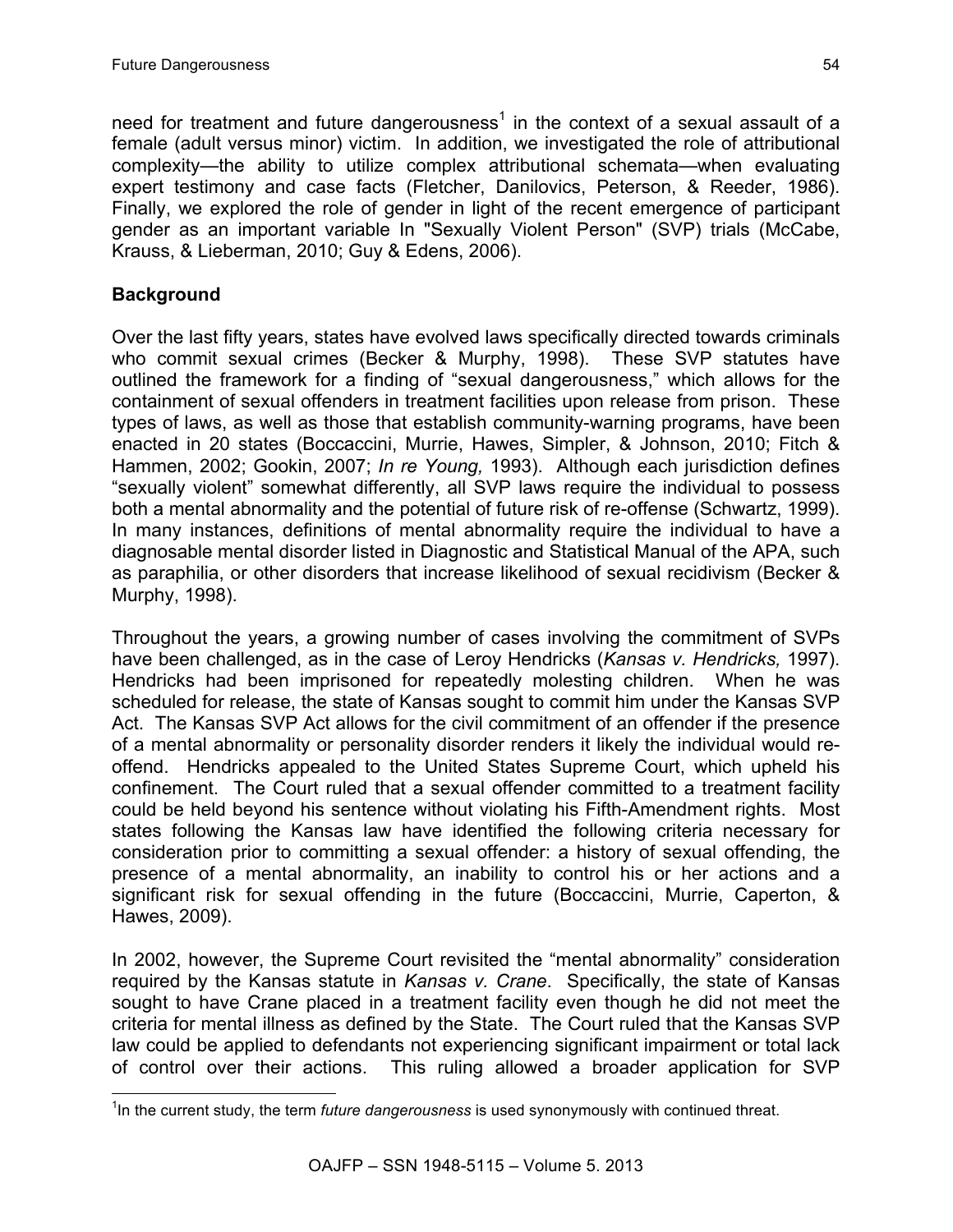need for treatment and future dangerousness[1] in the context of a sexual assault of a female (adult versus minor) victim. In addition, we investigated the role of attributional complexity—the ability to utilize complex attributional schemata—when evaluating expert testimony and case facts (Fletcher, Danilovics, Peterson, & Reeder, 1986). Finally, we explored the role of gender in light of the recent emergence of participant gender as an important variable In "Sexually Violent Person" (SVP) trials (McCabe, Krauss, & Lieberman, 2010; Guy & Edens, 2006).

## Background

Over the last fifty years, states have evolved laws specifically directed towards criminals who commit sexual crimes (Becker & Murphy, 1998). These SVP statutes have outlined the framework for a finding of "sexual dangerousness," which allows for the containment of sexual offenders in treatment facilities upon release from prison. These types of laws, as well as those that establish community-warning programs, have been enacted in 20 states (Boccaccini, Murrie, Hawes, Simpler, & Johnson, 2010; Fitch & Hammen, 2002; Gookin, 2007; *In re Young,* 1993). Although each jurisdiction defines "sexually violent" somewhat differently, all SVP laws require the individual to possess both a mental abnormality and the potential of future risk of re-offense (Schwartz, 1999). In many instances, definitions of mental abnormality require the individual to have a diagnosable mental disorder listed in Diagnostic and Statistical Manual of the APA, such as paraphilia, or other disorders that increase likelihood of sexual recidivism (Becker & Murphy, 1998).

Throughout the years, a growing number of cases involving the commitment of SVPs have been challenged, as in the case of Leroy Hendricks (*Kansas v. Hendricks,* 1997). Hendricks had been imprisoned for repeatedly molesting children. When he was scheduled for release, the state of Kansas sought to commit him under the Kansas SVP Act. The Kansas SVP Act allows for the civil commitment of an offender if the presence of a mental abnormality or personality disorder renders it likely the individual would re-offend. Hendricks appealed to the United States Supreme Court, which upheld his confinement. The Court ruled that a sexual offender committed to a treatment facility could be held beyond his sentence without violating his Fifth-Amendment rights. Most states following the Kansas law have identified the following criteria necessary for consideration prior to committing a sexual offender: a history of sexual offending, the presence of a mental abnormality, an inability to control his or her actions and a significant risk for sexual offending in the future (Boccaccini, Murrie, Caperton, & Hawes, 2009).

In 2002, however, the Supreme Court revisited the "mental abnormality" consideration required by the Kansas statute in *Kansas v. Crane*. Specifically, the state of Kansas sought to have Crane placed in a treatment facility even though he did not meet the criteria for mental illness as defined by the State. The Court ruled that the Kansas SVP law could be applied to defendants not experiencing significant impairment or total lack of control over their actions. This ruling allowed a broader application for SVP

[1] In the current study, the term *future dangerousness* is used synonymously with continued threat.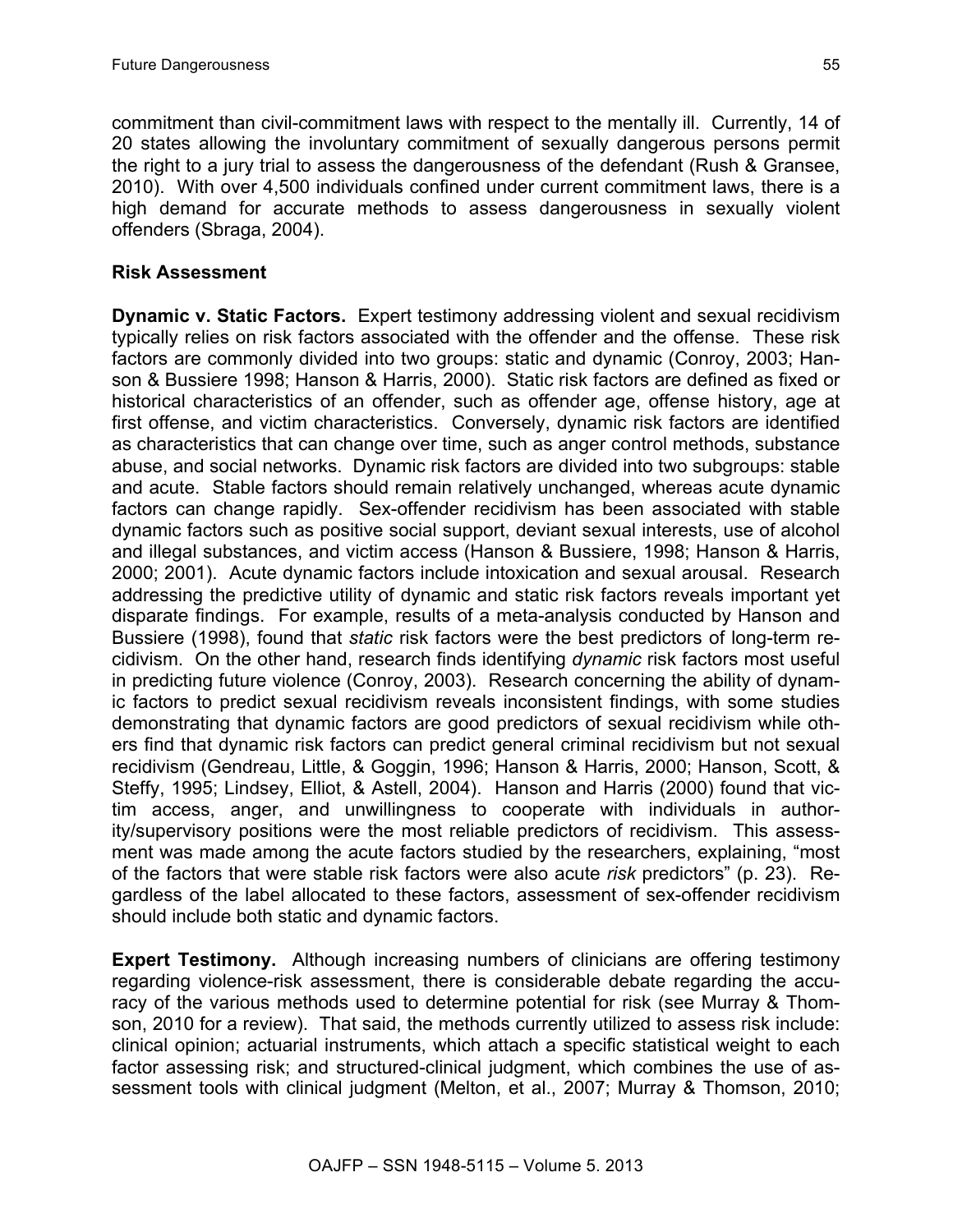commitment than civil-commitment laws with respect to the mentally ill. Currently, 14 of 20 states allowing the involuntary commitment of sexually dangerous persons permit the right to a jury trial to assess the dangerousness of the defendant (Rush & Gransee, 2010). With over 4,500 individuals confined under current commitment laws, there is a high demand for accurate methods to assess dangerousness in sexually violent offenders (Sbraga, 2004).

## Risk Assessment

**Dynamic v. Static Factors.** Expert testimony addressing violent and sexual recidivism typically relies on risk factors associated with the offender and the offense. These risk factors are commonly divided into two groups: static and dynamic (Conroy, 2003; Hanson & Bussiere 1998; Hanson & Harris, 2000). Static risk factors are defined as fixed or historical characteristics of an offender, such as offender age, offense history, age at first offense, and victim characteristics. Conversely, dynamic risk factors are identified as characteristics that can change over time, such as anger control methods, substance abuse, and social networks. Dynamic risk factors are divided into two subgroups: stable and acute. Stable factors should remain relatively unchanged, whereas acute dynamic factors can change rapidly. Sex-offender recidivism has been associated with stable dynamic factors such as positive social support, deviant sexual interests, use of alcohol and illegal substances, and victim access (Hanson & Bussiere, 1998; Hanson & Harris, 2000; 2001). Acute dynamic factors include intoxication and sexual arousal. Research addressing the predictive utility of dynamic and static risk factors reveals important yet disparate findings. For example, results of a meta-analysis conducted by Hanson and Bussiere (1998), found that *static* risk factors were the best predictors of long-term recidivism. On the other hand, research finds identifying *dynamic* risk factors most useful in predicting future violence (Conroy, 2003). Research concerning the ability of dynamic factors to predict sexual recidivism reveals inconsistent findings, with some studies demonstrating that dynamic factors are good predictors of sexual recidivism while others find that dynamic risk factors can predict general criminal recidivism but not sexual recidivism (Gendreau, Little, & Goggin, 1996; Hanson & Harris, 2000; Hanson, Scott, & Steffy, 1995; Lindsey, Elliot, & Astell, 2004). Hanson and Harris (2000) found that victim access, anger, and unwillingness to cooperate with individuals in authority/supervisory positions were the most reliable predictors of recidivism. This assessment was made among the acute factors studied by the researchers, explaining, "most of the factors that were stable risk factors were also acute *risk* predictors" (p. 23). Regardless of the label allocated to these factors, assessment of sex-offender recidivism should include both static and dynamic factors.

**Expert Testimony.** Although increasing numbers of clinicians are offering testimony regarding violence-risk assessment, there is considerable debate regarding the accuracy of the various methods used to determine potential for risk (see Murray & Thomson, 2010 for a review). That said, the methods currently utilized to assess risk include: clinical opinion; actuarial instruments, which attach a specific statistical weight to each factor assessing risk; and structured-clinical judgment, which combines the use of assessment tools with clinical judgment (Melton, et al., 2007; Murray & Thomson, 2010;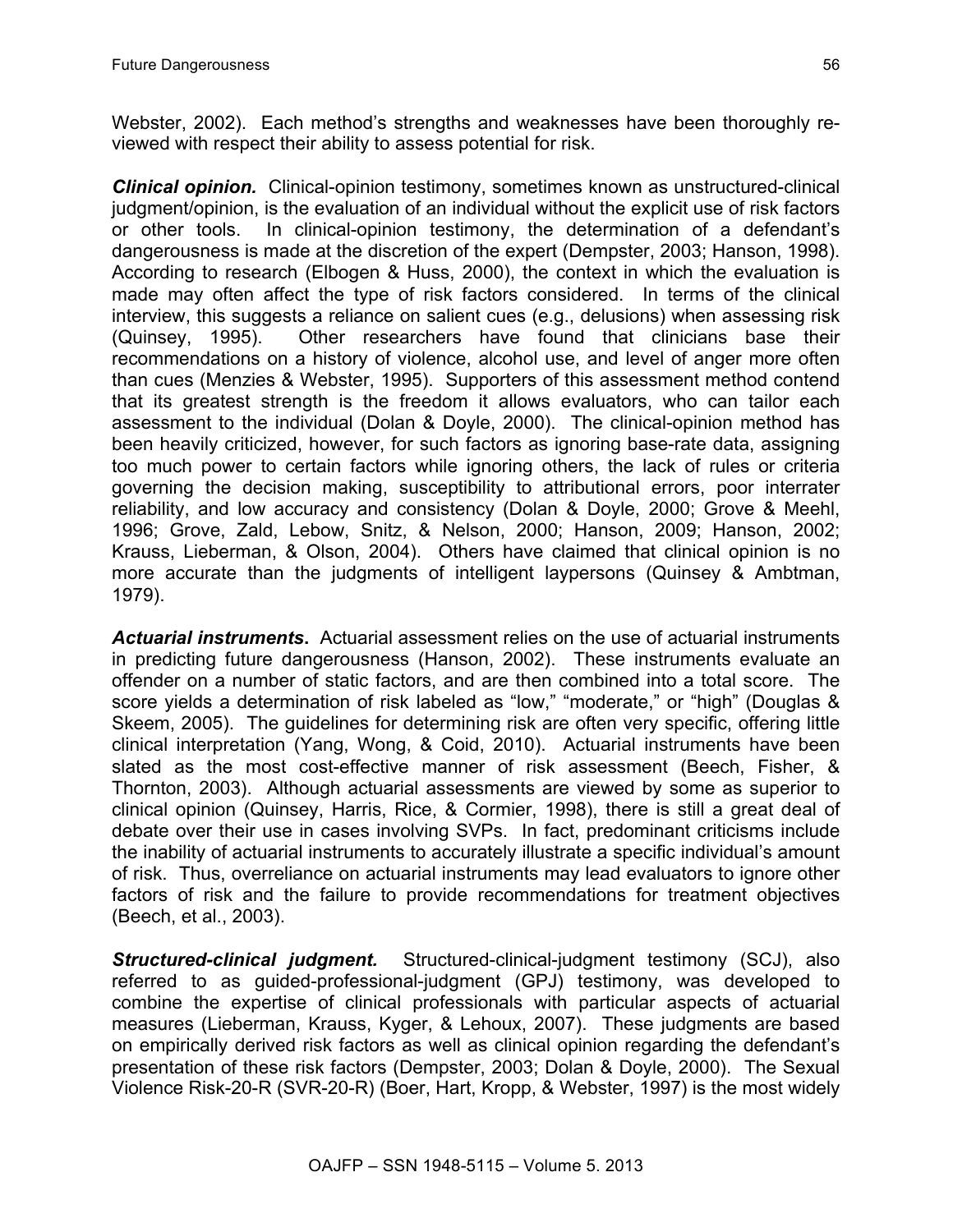Webster, 2002). Each method's strengths and weaknesses have been thoroughly reviewed with respect their ability to assess potential for risk.

***Clinical opinion.*** Clinical-opinion testimony, sometimes known as unstructured-clinical judgment/opinion, is the evaluation of an individual without the explicit use of risk factors or other tools. In clinical-opinion testimony, the determination of a defendant's dangerousness is made at the discretion of the expert (Dempster, 2003; Hanson, 1998). According to research (Elbogen & Huss, 2000), the context in which the evaluation is made may often affect the type of risk factors considered. In terms of the clinical interview, this suggests a reliance on salient cues (e.g., delusions) when assessing risk (Quinsey, 1995). Other researchers have found that clinicians base their recommendations on a history of violence, alcohol use, and level of anger more often than cues (Menzies & Webster, 1995). Supporters of this assessment method contend that its greatest strength is the freedom it allows evaluators, who can tailor each assessment to the individual (Dolan & Doyle, 2000). The clinical-opinion method has been heavily criticized, however, for such factors as ignoring base-rate data, assigning too much power to certain factors while ignoring others, the lack of rules or criteria governing the decision making, susceptibility to attributional errors, poor interrater reliability, and low accuracy and consistency (Dolan & Doyle, 2000; Grove & Meehl, 1996; Grove, Zald, Lebow, Snitz, & Nelson, 2000; Hanson, 2009; Hanson, 2002; Krauss, Lieberman, & Olson, 2004). Others have claimed that clinical opinion is no more accurate than the judgments of intelligent laypersons (Quinsey & Ambtman, 1979).

***Actuarial instruments.*** Actuarial assessment relies on the use of actuarial instruments in predicting future dangerousness (Hanson, 2002). These instruments evaluate an offender on a number of static factors, and are then combined into a total score. The score yields a determination of risk labeled as "low," "moderate," or "high" (Douglas & Skeem, 2005). The guidelines for determining risk are often very specific, offering little clinical interpretation (Yang, Wong, & Coid, 2010). Actuarial instruments have been slated as the most cost-effective manner of risk assessment (Beech, Fisher, & Thornton, 2003). Although actuarial assessments are viewed by some as superior to clinical opinion (Quinsey, Harris, Rice, & Cormier, 1998), there is still a great deal of debate over their use in cases involving SVPs. In fact, predominant criticisms include the inability of actuarial instruments to accurately illustrate a specific individual's amount of risk. Thus, overreliance on actuarial instruments may lead evaluators to ignore other factors of risk and the failure to provide recommendations for treatment objectives (Beech, et al., 2003).

***Structured-clinical judgment.*** Structured-clinical-judgment testimony (SCJ), also referred to as guided-professional-judgment (GPJ) testimony, was developed to combine the expertise of clinical professionals with particular aspects of actuarial measures (Lieberman, Krauss, Kyger, & Lehoux, 2007). These judgments are based on empirically derived risk factors as well as clinical opinion regarding the defendant's presentation of these risk factors (Dempster, 2003; Dolan & Doyle, 2000). The Sexual Violence Risk-20-R (SVR-20-R) (Boer, Hart, Kropp, & Webster, 1997) is the most widely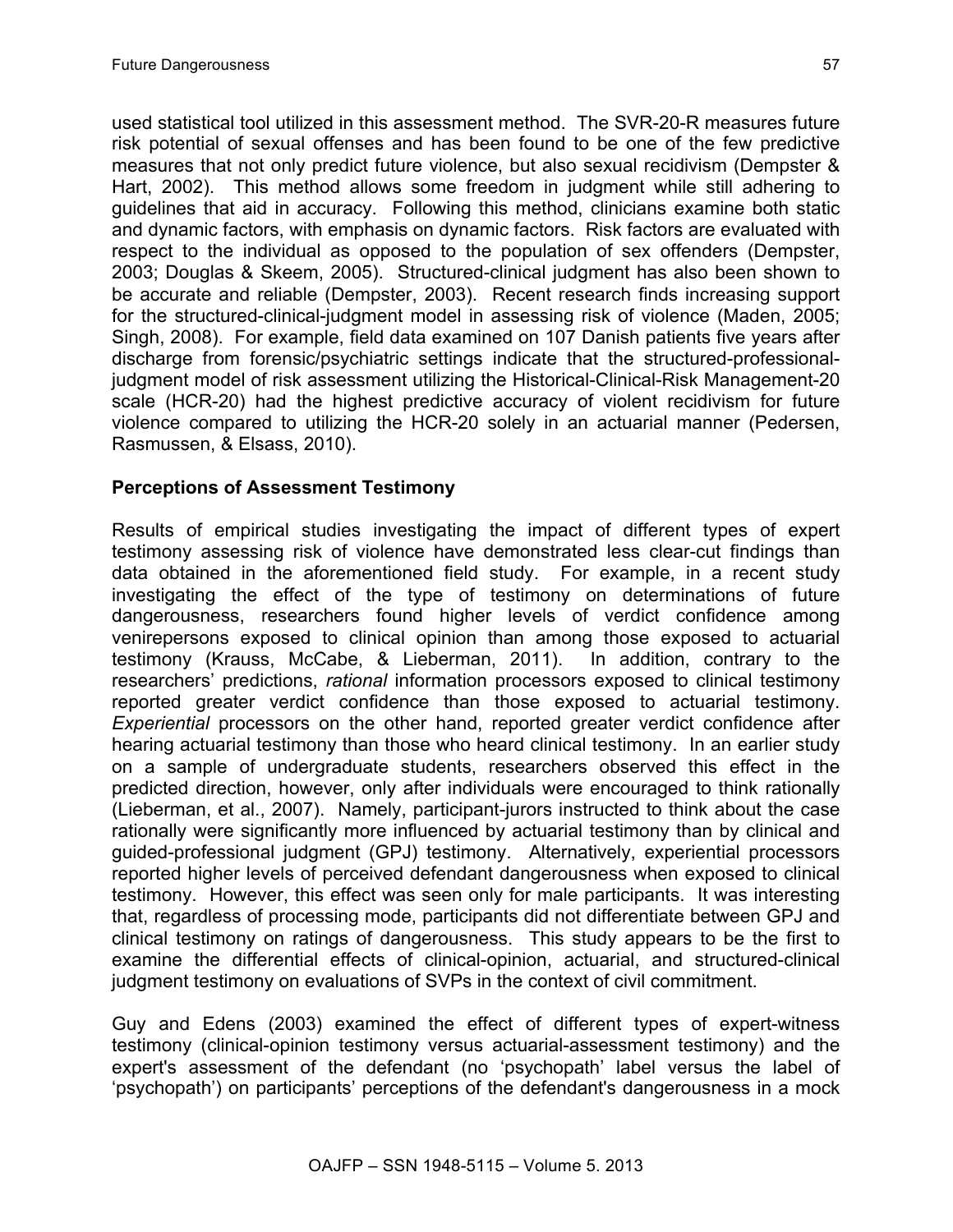used statistical tool utilized in this assessment method. The SVR-20-R measures future risk potential of sexual offenses and has been found to be one of the few predictive measures that not only predict future violence, but also sexual recidivism (Dempster & Hart, 2002). This method allows some freedom in judgment while still adhering to guidelines that aid in accuracy. Following this method, clinicians examine both static and dynamic factors, with emphasis on dynamic factors. Risk factors are evaluated with respect to the individual as opposed to the population of sex offenders (Dempster, 2003; Douglas & Skeem, 2005). Structured-clinical judgment has also been shown to be accurate and reliable (Dempster, 2003). Recent research finds increasing support for the structured-clinical-judgment model in assessing risk of violence (Maden, 2005; Singh, 2008). For example, field data examined on 107 Danish patients five years after discharge from forensic/psychiatric settings indicate that the structured-professional-judgment model of risk assessment utilizing the Historical-Clinical-Risk Management-20 scale (HCR-20) had the highest predictive accuracy of violent recidivism for future violence compared to utilizing the HCR-20 solely in an actuarial manner (Pedersen, Rasmussen, & Elsass, 2010).

## Perceptions of Assessment Testimony

Results of empirical studies investigating the impact of different types of expert testimony assessing risk of violence have demonstrated less clear-cut findings than data obtained in the aforementioned field study. For example, in a recent study investigating the effect of the type of testimony on determinations of future dangerousness, researchers found higher levels of verdict confidence among venirepersons exposed to clinical opinion than among those exposed to actuarial testimony (Krauss, McCabe, & Lieberman, 2011). In addition, contrary to the researchers' predictions, *rational* information processors exposed to clinical testimony reported greater verdict confidence than those exposed to actuarial testimony. *Experiential* processors on the other hand, reported greater verdict confidence after hearing actuarial testimony than those who heard clinical testimony. In an earlier study on a sample of undergraduate students, researchers observed this effect in the predicted direction, however, only after individuals were encouraged to think rationally (Lieberman, et al., 2007). Namely, participant-jurors instructed to think about the case rationally were significantly more influenced by actuarial testimony than by clinical and guided-professional judgment (GPJ) testimony. Alternatively, experiential processors reported higher levels of perceived defendant dangerousness when exposed to clinical testimony. However, this effect was seen only for male participants. It was interesting that, regardless of processing mode, participants did not differentiate between GPJ and clinical testimony on ratings of dangerousness. This study appears to be the first to examine the differential effects of clinical-opinion, actuarial, and structured-clinical judgment testimony on evaluations of SVPs in the context of civil commitment.

Guy and Edens (2003) examined the effect of different types of expert-witness testimony (clinical-opinion testimony versus actuarial-assessment testimony) and the expert's assessment of the defendant (no 'psychopath' label versus the label of 'psychopath') on participants' perceptions of the defendant's dangerousness in a mock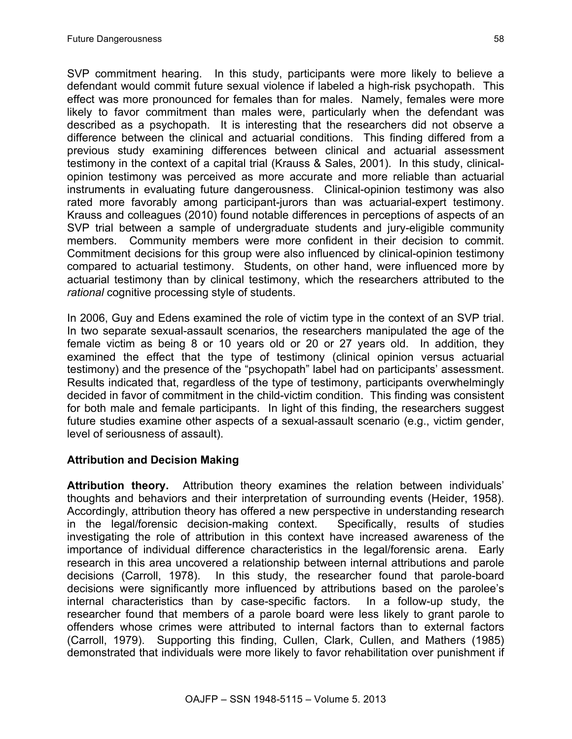SVP commitment hearing. In this study, participants were more likely to believe a defendant would commit future sexual violence if labeled a high-risk psychopath. This effect was more pronounced for females than for males. Namely, females were more likely to favor commitment than males were, particularly when the defendant was described as a psychopath. It is interesting that the researchers did not observe a difference between the clinical and actuarial conditions. This finding differed from a previous study examining differences between clinical and actuarial assessment testimony in the context of a capital trial (Krauss & Sales, 2001). In this study, clinical-opinion testimony was perceived as more accurate and more reliable than actuarial instruments in evaluating future dangerousness. Clinical-opinion testimony was also rated more favorably among participant-jurors than was actuarial-expert testimony. Krauss and colleagues (2010) found notable differences in perceptions of aspects of an SVP trial between a sample of undergraduate students and jury-eligible community members. Community members were more confident in their decision to commit. Commitment decisions for this group were also influenced by clinical-opinion testimony compared to actuarial testimony. Students, on other hand, were influenced more by actuarial testimony than by clinical testimony, which the researchers attributed to the *rational* cognitive processing style of students.

In 2006, Guy and Edens examined the role of victim type in the context of an SVP trial. In two separate sexual-assault scenarios, the researchers manipulated the age of the female victim as being 8 or 10 years old or 20 or 27 years old. In addition, they examined the effect that the type of testimony (clinical opinion versus actuarial testimony) and the presence of the "psychopath" label had on participants' assessment. Results indicated that, regardless of the type of testimony, participants overwhelmingly decided in favor of commitment in the child-victim condition. This finding was consistent for both male and female participants. In light of this finding, the researchers suggest future studies examine other aspects of a sexual-assault scenario (e.g., victim gender, level of seriousness of assault).

## Attribution and Decision Making

**Attribution theory.** Attribution theory examines the relation between individuals' thoughts and behaviors and their interpretation of surrounding events (Heider, 1958). Accordingly, attribution theory has offered a new perspective in understanding research in the legal/forensic decision-making context. Specifically, results of studies investigating the role of attribution in this context have increased awareness of the importance of individual difference characteristics in the legal/forensic arena. Early research in this area uncovered a relationship between internal attributions and parole decisions (Carroll, 1978). In this study, the researcher found that parole-board decisions were significantly more influenced by attributions based on the parolee's internal characteristics than by case-specific factors. In a follow-up study, the researcher found that members of a parole board were less likely to grant parole to offenders whose crimes were attributed to internal factors than to external factors (Carroll, 1979). Supporting this finding, Cullen, Clark, Cullen, and Mathers (1985) demonstrated that individuals were more likely to favor rehabilitation over punishment if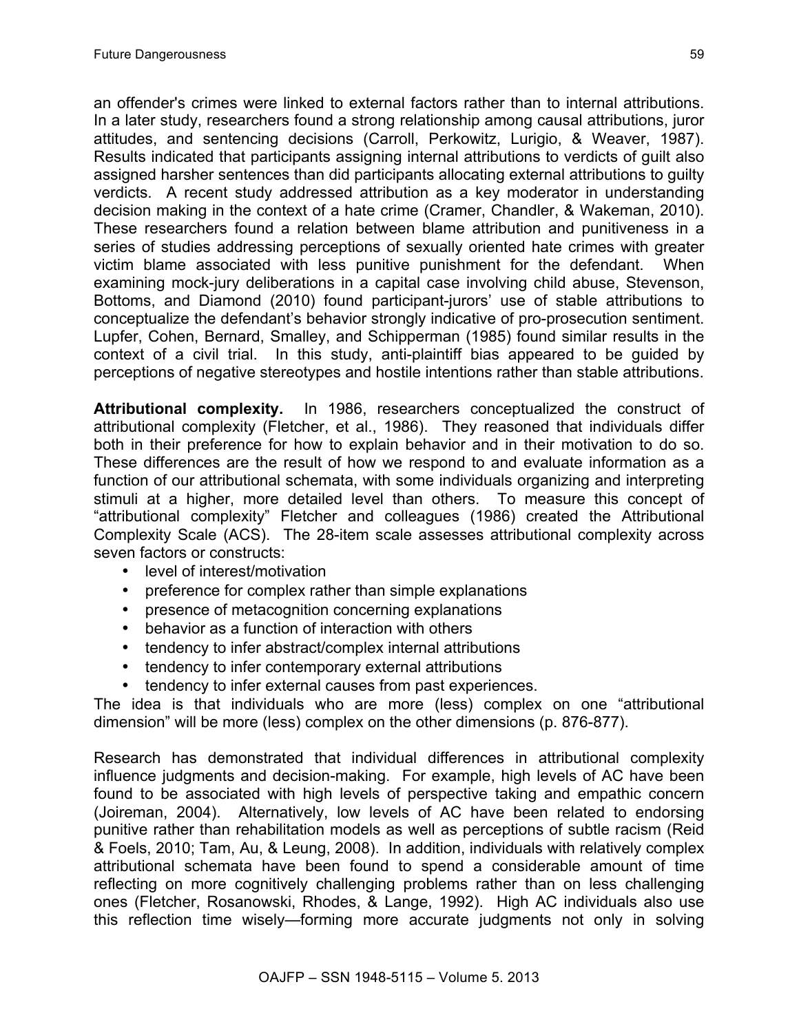an offender's crimes were linked to external factors rather than to internal attributions. In a later study, researchers found a strong relationship among causal attributions, juror attitudes, and sentencing decisions (Carroll, Perkowitz, Lurigio, & Weaver, 1987). Results indicated that participants assigning internal attributions to verdicts of guilt also assigned harsher sentences than did participants allocating external attributions to guilty verdicts. A recent study addressed attribution as a key moderator in understanding decision making in the context of a hate crime (Cramer, Chandler, & Wakeman, 2010). These researchers found a relation between blame attribution and punitiveness in a series of studies addressing perceptions of sexually oriented hate crimes with greater victim blame associated with less punitive punishment for the defendant. When examining mock-jury deliberations in a capital case involving child abuse, Stevenson, Bottoms, and Diamond (2010) found participant-jurors' use of stable attributions to conceptualize the defendant's behavior strongly indicative of pro-prosecution sentiment. Lupfer, Cohen, Bernard, Smalley, and Schipperman (1985) found similar results in the context of a civil trial. In this study, anti-plaintiff bias appeared to be guided by perceptions of negative stereotypes and hostile intentions rather than stable attributions.

**Attributional complexity.** In 1986, researchers conceptualized the construct of attributional complexity (Fletcher, et al., 1986). They reasoned that individuals differ both in their preference for how to explain behavior and in their motivation to do so. These differences are the result of how we respond to and evaluate information as a function of our attributional schemata, with some individuals organizing and interpreting stimuli at a higher, more detailed level than others. To measure this concept of "attributional complexity" Fletcher and colleagues (1986) created the Attributional Complexity Scale (ACS). The 28-item scale assesses attributional complexity across seven factors or constructs:

- level of interest/motivation
- preference for complex rather than simple explanations
- presence of metacognition concerning explanations
- behavior as a function of interaction with others
- tendency to infer abstract/complex internal attributions
- tendency to infer contemporary external attributions
- tendency to infer external causes from past experiences.

The idea is that individuals who are more (less) complex on one "attributional dimension" will be more (less) complex on the other dimensions (p. 876-877).

Research has demonstrated that individual differences in attributional complexity influence judgments and decision-making. For example, high levels of AC have been found to be associated with high levels of perspective taking and empathic concern (Joireman, 2004). Alternatively, low levels of AC have been related to endorsing punitive rather than rehabilitation models as well as perceptions of subtle racism (Reid & Foels, 2010; Tam, Au, & Leung, 2008). In addition, individuals with relatively complex attributional schemata have been found to spend a considerable amount of time reflecting on more cognitively challenging problems rather than on less challenging ones (Fletcher, Rosanowski, Rhodes, & Lange, 1992). High AC individuals also use this reflection time wisely—forming more accurate judgments not only in solving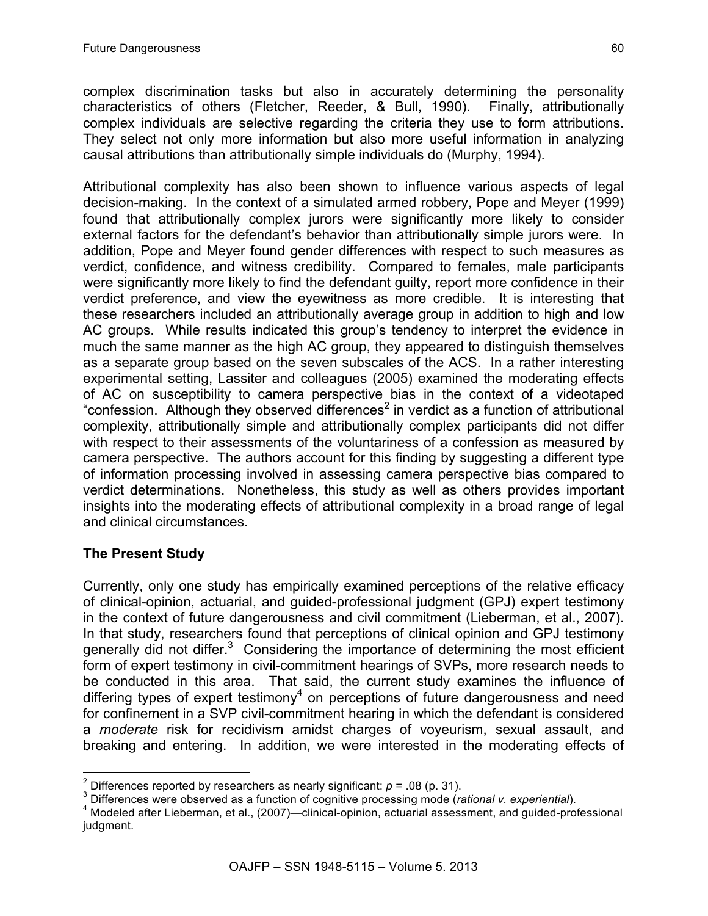complex discrimination tasks but also in accurately determining the personality characteristics of others (Fletcher, Reeder, & Bull, 1990). Finally, attributionally complex individuals are selective regarding the criteria they use to form attributions. They select not only more information but also more useful information in analyzing causal attributions than attributionally simple individuals do (Murphy, 1994).

Attributional complexity has also been shown to influence various aspects of legal decision-making. In the context of a simulated armed robbery, Pope and Meyer (1999) found that attributionally complex jurors were significantly more likely to consider external factors for the defendant's behavior than attributionally simple jurors were. In addition, Pope and Meyer found gender differences with respect to such measures as verdict, confidence, and witness credibility. Compared to females, male participants were significantly more likely to find the defendant guilty, report more confidence in their verdict preference, and view the eyewitness as more credible. It is interesting that these researchers included an attributionally average group in addition to high and low AC groups. While results indicated this group's tendency to interpret the evidence in much the same manner as the high AC group, they appeared to distinguish themselves as a separate group based on the seven subscales of the ACS. In a rather interesting experimental setting, Lassiter and colleagues (2005) examined the moderating effects of AC on susceptibility to camera perspective bias in the context of a videotaped "confession. Although they observed differences[2] in verdict as a function of attributional complexity, attributionally simple and attributionally complex participants did not differ with respect to their assessments of the voluntariness of a confession as measured by camera perspective. The authors account for this finding by suggesting a different type of information processing involved in assessing camera perspective bias compared to verdict determinations. Nonetheless, this study as well as others provides important insights into the moderating effects of attributional complexity in a broad range of legal and clinical circumstances.

## The Present Study

Currently, only one study has empirically examined perceptions of the relative efficacy of clinical-opinion, actuarial, and guided-professional judgment (GPJ) expert testimony in the context of future dangerousness and civil commitment (Lieberman, et al., 2007). In that study, researchers found that perceptions of clinical opinion and GPJ testimony generally did not differ.[3] Considering the importance of determining the most efficient form of expert testimony in civil-commitment hearings of SVPs, more research needs to be conducted in this area. That said, the current study examines the influence of differing types of expert testimony[4] on perceptions of future dangerousness and need for confinement in a SVP civil-commitment hearing in which the defendant is considered a *moderate* risk for recidivism amidst charges of voyeurism, sexual assault, and breaking and entering. In addition, we were interested in the moderating effects of

---

[2] Differences reported by researchers as nearly significant: $p = .08$ (p. 31).

[3] Differences were observed as a function of cognitive processing mode (*rational v. experiential*).

[4] Modeled after Lieberman, et al., (2007)—clinical-opinion, actuarial assessment, and guided-professional judgment.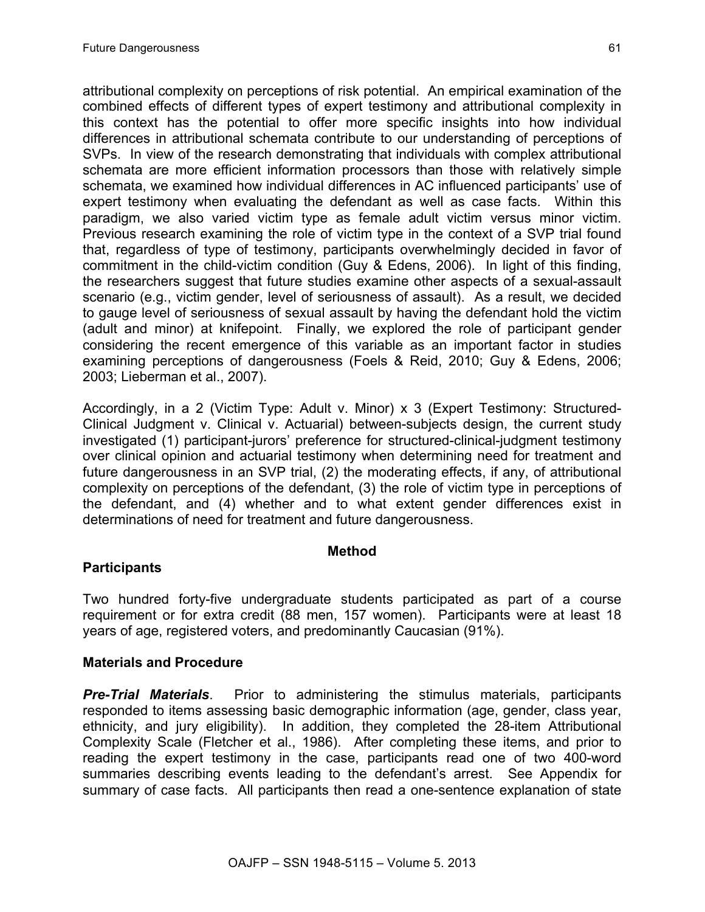attributional complexity on perceptions of risk potential. An empirical examination of the combined effects of different types of expert testimony and attributional complexity in this context has the potential to offer more specific insights into how individual differences in attributional schemata contribute to our understanding of perceptions of SVPs. In view of the research demonstrating that individuals with complex attributional schemata are more efficient information processors than those with relatively simple schemata, we examined how individual differences in AC influenced participants' use of expert testimony when evaluating the defendant as well as case facts. Within this paradigm, we also varied victim type as female adult victim versus minor victim. Previous research examining the role of victim type in the context of a SVP trial found that, regardless of type of testimony, participants overwhelmingly decided in favor of commitment in the child-victim condition (Guy & Edens, 2006). In light of this finding, the researchers suggest that future studies examine other aspects of a sexual-assault scenario (e.g., victim gender, level of seriousness of assault). As a result, we decided to gauge level of seriousness of sexual assault by having the defendant hold the victim (adult and minor) at knifepoint. Finally, we explored the role of participant gender considering the recent emergence of this variable as an important factor in studies examining perceptions of dangerousness (Foels & Reid, 2010; Guy & Edens, 2006; 2003; Lieberman et al., 2007).

Accordingly, in a 2 (Victim Type: Adult v. Minor) x 3 (Expert Testimony: Structured-Clinical Judgment v. Clinical v. Actuarial) between-subjects design, the current study investigated (1) participant-jurors' preference for structured-clinical-judgment testimony over clinical opinion and actuarial testimony when determining need for treatment and future dangerousness in an SVP trial, (2) the moderating effects, if any, of attributional complexity on perceptions of the defendant, (3) the role of victim type in perceptions of the defendant, and (4) whether and to what extent gender differences exist in determinations of need for treatment and future dangerousness.

## Method

### Participants

Two hundred forty-five undergraduate students participated as part of a course requirement or for extra credit (88 men, 157 women). Participants were at least 18 years of age, registered voters, and predominantly Caucasian (91%).

### Materials and Procedure

***Pre-Trial Materials***. Prior to administering the stimulus materials, participants responded to items assessing basic demographic information (age, gender, class year, ethnicity, and jury eligibility). In addition, they completed the 28-item Attributional Complexity Scale (Fletcher et al., 1986). After completing these items, and prior to reading the expert testimony in the case, participants read one of two 400-word summaries describing events leading to the defendant's arrest. See Appendix for summary of case facts. All participants then read a one-sentence explanation of state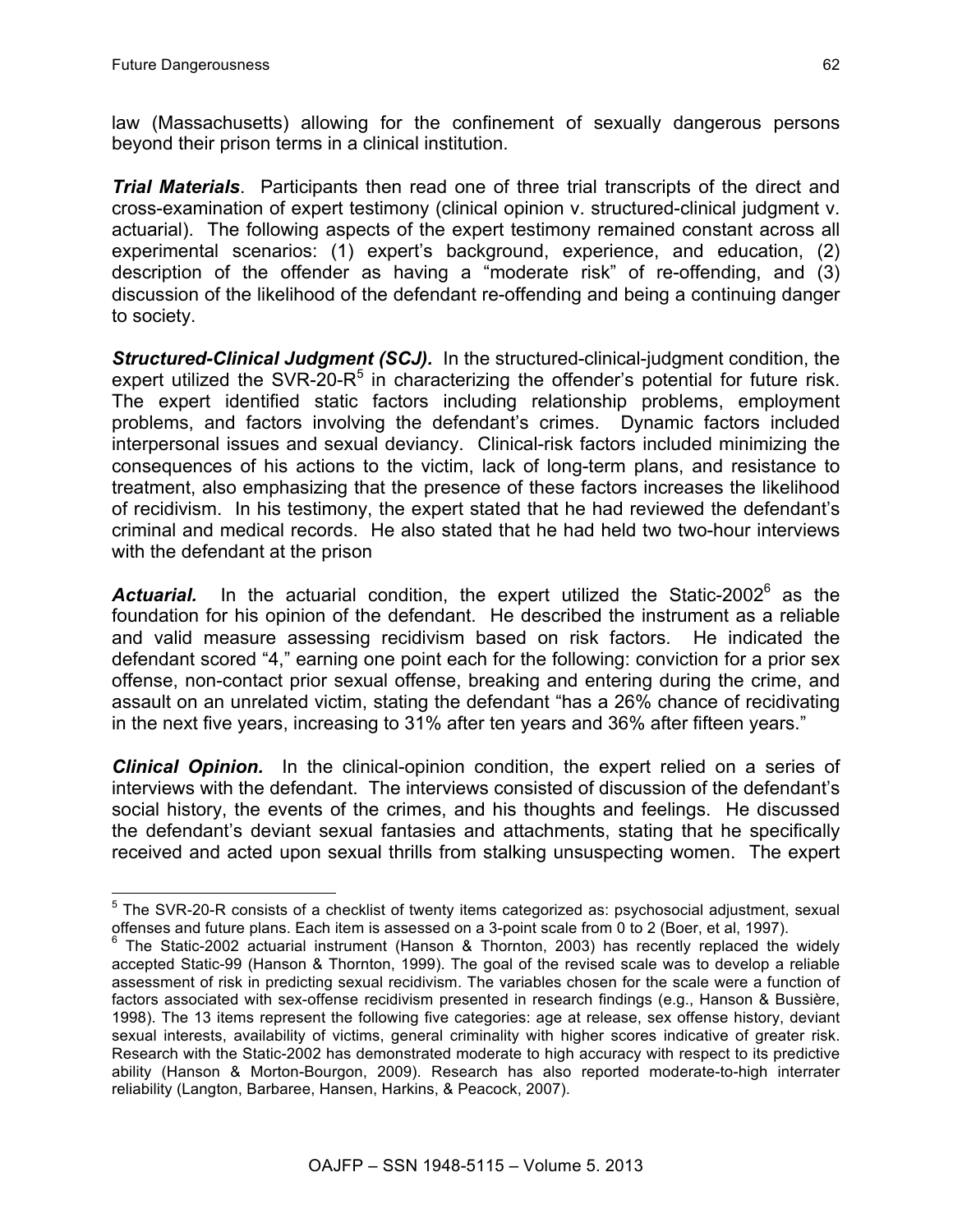law (Massachusetts) allowing for the confinement of sexually dangerous persons beyond their prison terms in a clinical institution.

***Trial Materials***. Participants then read one of three trial transcripts of the direct and cross-examination of expert testimony (clinical opinion v. structured-clinical judgment v. actuarial). The following aspects of the expert testimony remained constant across all experimental scenarios: (1) expert's background, experience, and education, (2) description of the offender as having a "moderate risk" of re-offending, and (3) discussion of the likelihood of the defendant re-offending and being a continuing danger to society.

***Structured-Clinical Judgment (SCJ).*** In the structured-clinical-judgment condition, the expert utilized the SVR-20-R[5] in characterizing the offender's potential for future risk. The expert identified static factors including relationship problems, employment problems, and factors involving the defendant's crimes. Dynamic factors included interpersonal issues and sexual deviancy. Clinical-risk factors included minimizing the consequences of his actions to the victim, lack of long-term plans, and resistance to treatment, also emphasizing that the presence of these factors increases the likelihood of recidivism. In his testimony, the expert stated that he had reviewed the defendant's criminal and medical records. He also stated that he had held two two-hour interviews with the defendant at the prison

***Actuarial.*** In the actuarial condition, the expert utilized the Static-2002[6] as the foundation for his opinion of the defendant. He described the instrument as a reliable and valid measure assessing recidivism based on risk factors. He indicated the defendant scored "4," earning one point each for the following: conviction for a prior sex offense, non-contact prior sexual offense, breaking and entering during the crime, and assault on an unrelated victim, stating the defendant "has a 26% chance of recidivating in the next five years, increasing to 31% after ten years and 36% after fifteen years."

***Clinical Opinion.*** In the clinical-opinion condition, the expert relied on a series of interviews with the defendant. The interviews consisted of discussion of the defendant's social history, the events of the crimes, and his thoughts and feelings. He discussed the defendant's deviant sexual fantasies and attachments, stating that he specifically received and acted upon sexual thrills from stalking unsuspecting women. The expert

---

[5] The SVR-20-R consists of a checklist of twenty items categorized as: psychosocial adjustment, sexual offenses and future plans. Each item is assessed on a 3-point scale from 0 to 2 (Boer, et al, 1997).

[6] The Static-2002 actuarial instrument (Hanson & Thornton, 2003) has recently replaced the widely accepted Static-99 (Hanson & Thornton, 1999). The goal of the revised scale was to develop a reliable assessment of risk in predicting sexual recidivism. The variables chosen for the scale were a function of factors associated with sex-offense recidivism presented in research findings (e.g., Hanson & Bussière, 1998). The 13 items represent the following five categories: age at release, sex offense history, deviant sexual interests, availability of victims, general criminality with higher scores indicative of greater risk. Research with the Static-2002 has demonstrated moderate to high accuracy with respect to its predictive ability (Hanson & Morton-Bourgon, 2009). Research has also reported moderate-to-high interrater reliability (Langton, Barbaree, Hansen, Harkins, & Peacock, 2007).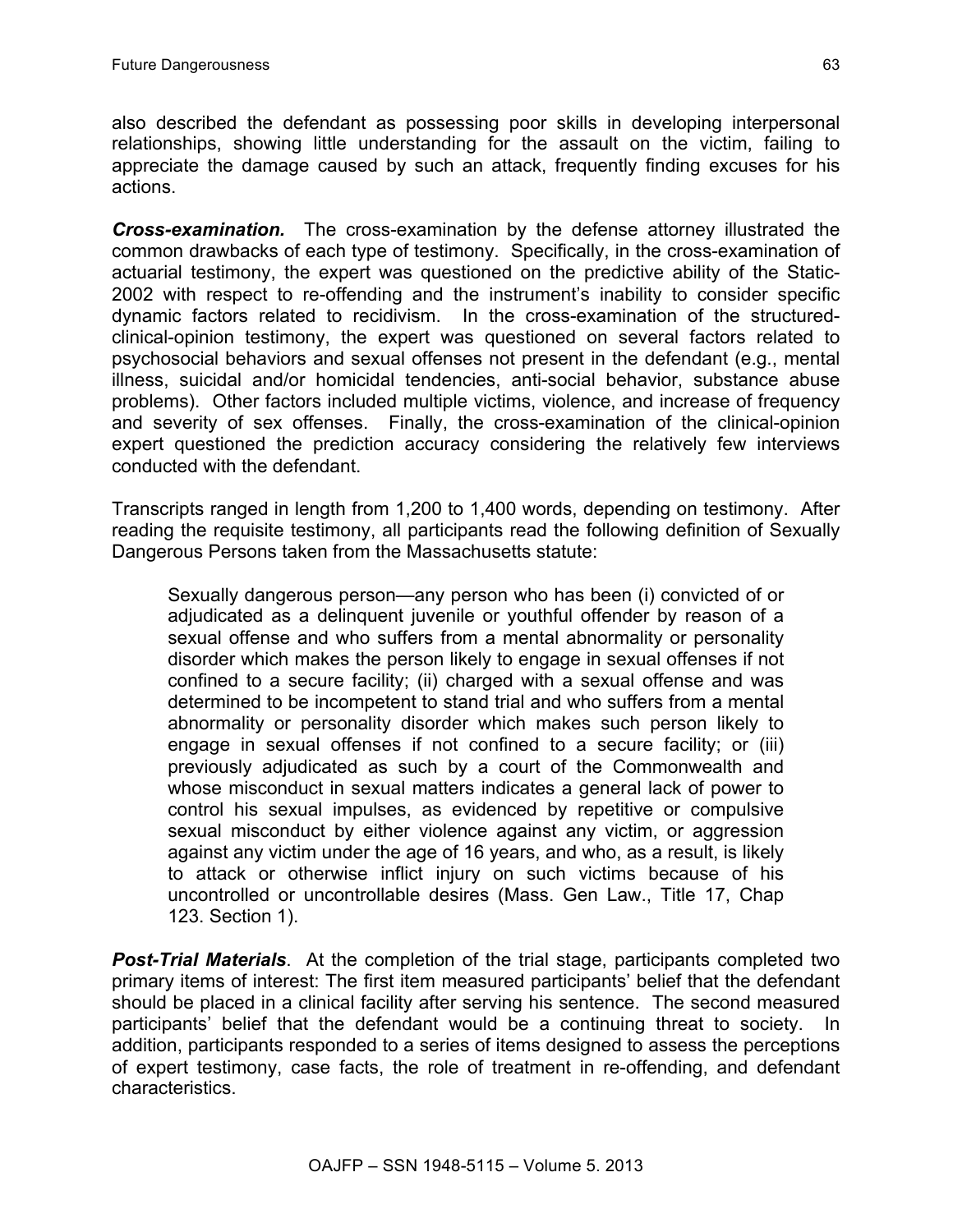also described the defendant as possessing poor skills in developing interpersonal relationships, showing little understanding for the assault on the victim, failing to appreciate the damage caused by such an attack, frequently finding excuses for his actions.

***Cross-examination.*** The cross-examination by the defense attorney illustrated the common drawbacks of each type of testimony. Specifically, in the cross-examination of actuarial testimony, the expert was questioned on the predictive ability of the Static-2002 with respect to re-offending and the instrument's inability to consider specific dynamic factors related to recidivism. In the cross-examination of the structured-clinical-opinion testimony, the expert was questioned on several factors related to psychosocial behaviors and sexual offenses not present in the defendant (e.g., mental illness, suicidal and/or homicidal tendencies, anti-social behavior, substance abuse problems). Other factors included multiple victims, violence, and increase of frequency and severity of sex offenses. Finally, the cross-examination of the clinical-opinion expert questioned the prediction accuracy considering the relatively few interviews conducted with the defendant.

Transcripts ranged in length from 1,200 to 1,400 words, depending on testimony. After reading the requisite testimony, all participants read the following definition of Sexually Dangerous Persons taken from the Massachusetts statute:

> Sexually dangerous person—any person who has been (i) convicted of or adjudicated as a delinquent juvenile or youthful offender by reason of a sexual offense and who suffers from a mental abnormality or personality disorder which makes the person likely to engage in sexual offenses if not confined to a secure facility; (ii) charged with a sexual offense and was determined to be incompetent to stand trial and who suffers from a mental abnormality or personality disorder which makes such person likely to engage in sexual offenses if not confined to a secure facility; or (iii) previously adjudicated as such by a court of the Commonwealth and whose misconduct in sexual matters indicates a general lack of power to control his sexual impulses, as evidenced by repetitive or compulsive sexual misconduct by either violence against any victim, or aggression against any victim under the age of 16 years, and who, as a result, is likely to attack or otherwise inflict injury on such victims because of his uncontrolled or uncontrollable desires (Mass. Gen Law., Title 17, Chap 123. Section 1).

***Post-Trial Materials***. At the completion of the trial stage, participants completed two primary items of interest: The first item measured participants' belief that the defendant should be placed in a clinical facility after serving his sentence. The second measured participants' belief that the defendant would be a continuing threat to society. In addition, participants responded to a series of items designed to assess the perceptions of expert testimony, case facts, the role of treatment in re-offending, and defendant characteristics.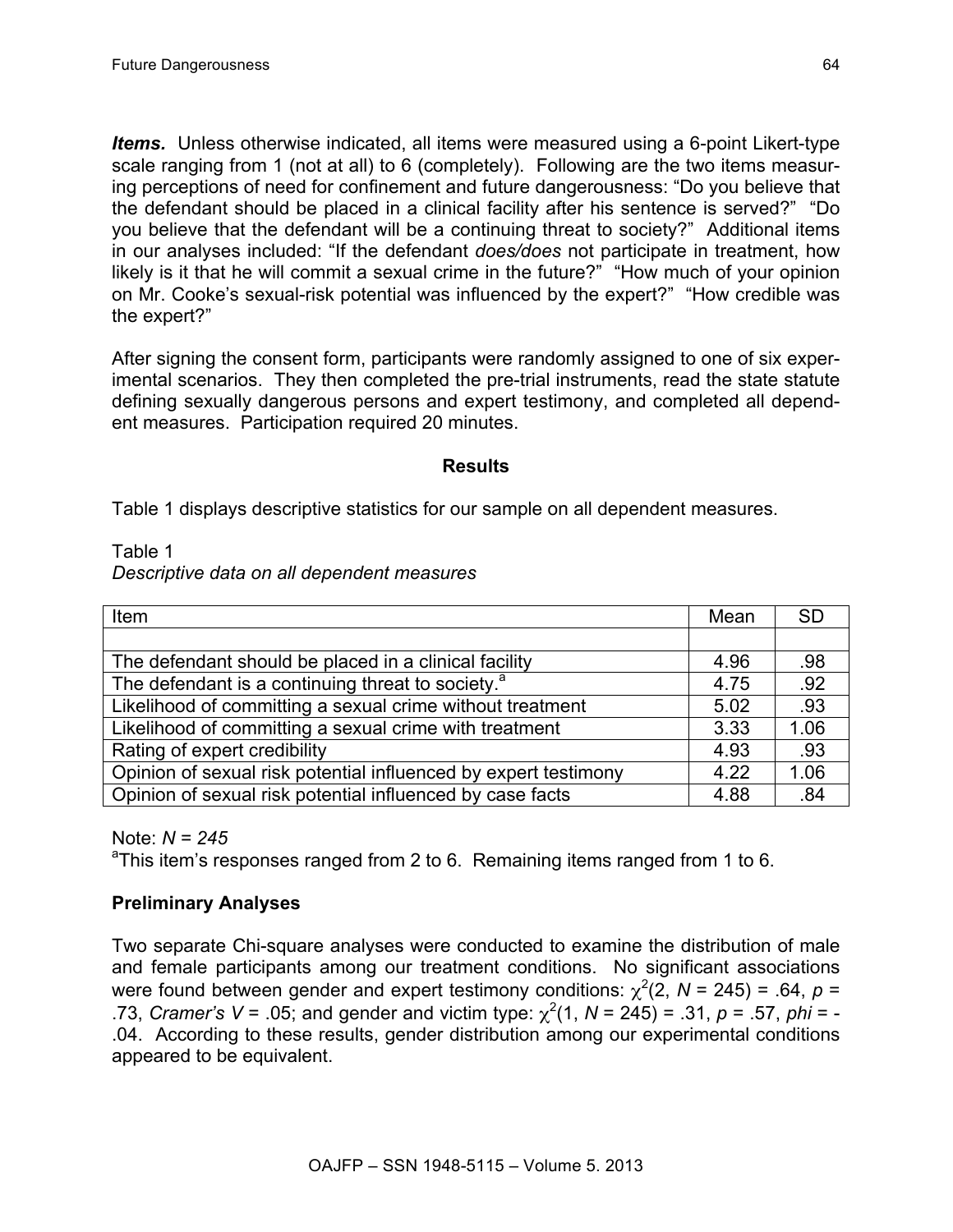***Items.*** Unless otherwise indicated, all items were measured using a 6-point Likert-type scale ranging from 1 (not at all) to 6 (completely). Following are the two items measuring perceptions of need for confinement and future dangerousness: "Do you believe that the defendant should be placed in a clinical facility after his sentence is served?" "Do you believe that the defendant will be a continuing threat to society?" Additional items in our analyses included: "If the defendant *does/does* not participate in treatment, how likely is it that he will commit a sexual crime in the future?" "How much of your opinion on Mr. Cooke's sexual-risk potential was influenced by the expert?" "How credible was the expert?"

After signing the consent form, participants were randomly assigned to one of six experimental scenarios. They then completed the pre-trial instruments, read the state statute defining sexually dangerous persons and expert testimony, and completed all dependent measures. Participation required 20 minutes.

## Results

Table 1 displays descriptive statistics for our sample on all dependent measures.

Table 1
*Descriptive data on all dependent measures*

| Item | Mean | SD |
|---|---|---|
| | | |
| The defendant should be placed in a clinical facility | 4.96 | .98 |
| The defendant is a continuing threat to society.[a] | 4.75 | .92 |
| Likelihood of committing a sexual crime without treatment | 5.02 | .93 |
| Likelihood of committing a sexual crime with treatment | 3.33 | 1.06 |
| Rating of expert credibility | 4.93 | .93 |
| Opinion of sexual risk potential influenced by expert testimony | 4.22 | 1.06 |
| Opinion of sexual risk potential influenced by case facts | 4.88 | .84 |

Note: *N = 245*
[a]This item's responses ranged from 2 to 6. Remaining items ranged from 1 to 6.

### Preliminary Analyses

Two separate Chi-square analyses were conducted to examine the distribution of male and female participants among our treatment conditions. No significant associations were found between gender and expert testimony conditions: $\chi^2(2, N = 245) = .64$, $p = .73$, *Cramer's V* = .05; and gender and victim type: $\chi^2(1, N = 245) = .31$, $p = .57$, *phi* = -.04. According to these results, gender distribution among our experimental conditions appeared to be equivalent.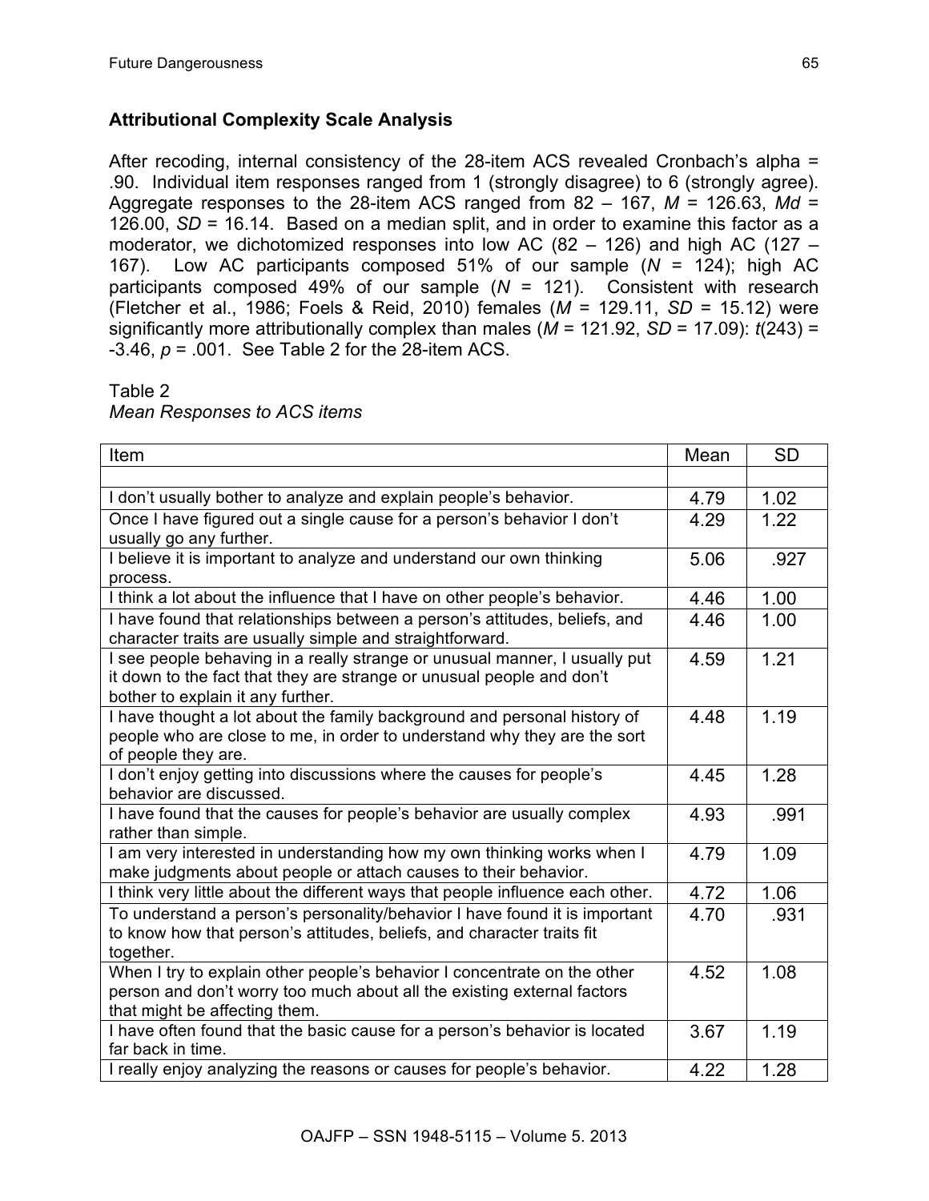## Attributional Complexity Scale Analysis

After recoding, internal consistency of the 28-item ACS revealed Cronbach's alpha = .90. Individual item responses ranged from 1 (strongly disagree) to 6 (strongly agree). Aggregate responses to the 28-item ACS ranged from 82 – 167, $M$ = 126.63, $Md$ = 126.00, $SD$ = 16.14. Based on a median split, and in order to examine this factor as a moderator, we dichotomized responses into low AC (82 – 126) and high AC (127 – 167). Low AC participants composed 51% of our sample ($N$ = 124); high AC participants composed 49% of our sample ($N$ = 121). Consistent with research (Fletcher et al., 1986; Foels & Reid, 2010) females ($M$ = 129.11, $SD$ = 15.12) were significantly more attributionally complex than males ($M$ = 121.92, $SD$ = 17.09): $t(243)$ = -3.46, $p$ = .001. See Table 2 for the 28-item ACS.

Table 2

*Mean Responses to ACS items*

| Item | Mean | SD |
|---|---|---|
| | | |
| I don't usually bother to analyze and explain people's behavior. | 4.79 | 1.02 |
| Once I have figured out a single cause for a person's behavior I don't usually go any further. | 4.29 | 1.22 |
| I believe it is important to analyze and understand our own thinking process. | 5.06 | .927 |
| I think a lot about the influence that I have on other people's behavior. | 4.46 | 1.00 |
| I have found that relationships between a person's attitudes, beliefs, and character traits are usually simple and straightforward. | 4.46 | 1.00 |
| I see people behaving in a really strange or unusual manner, I usually put it down to the fact that they are strange or unusual people and don't bother to explain it any further. | 4.59 | 1.21 |
| I have thought a lot about the family background and personal history of people who are close to me, in order to understand why they are the sort of people they are. | 4.48 | 1.19 |
| I don't enjoy getting into discussions where the causes for people's behavior are discussed. | 4.45 | 1.28 |
| I have found that the causes for people's behavior are usually complex rather than simple. | 4.93 | .991 |
| I am very interested in understanding how my own thinking works when I make judgments about people or attach causes to their behavior. | 4.79 | 1.09 |
| I think very little about the different ways that people influence each other. | 4.72 | 1.06 |
| To understand a person's personality/behavior I have found it is important to know how that person's attitudes, beliefs, and character traits fit together. | 4.70 | .931 |
| When I try to explain other people's behavior I concentrate on the other person and don't worry too much about all the existing external factors that might be affecting them. | 4.52 | 1.08 |
| I have often found that the basic cause for a person's behavior is located far back in time. | 3.67 | 1.19 |
| I really enjoy analyzing the reasons or causes for people's behavior. | 4.22 | 1.28 |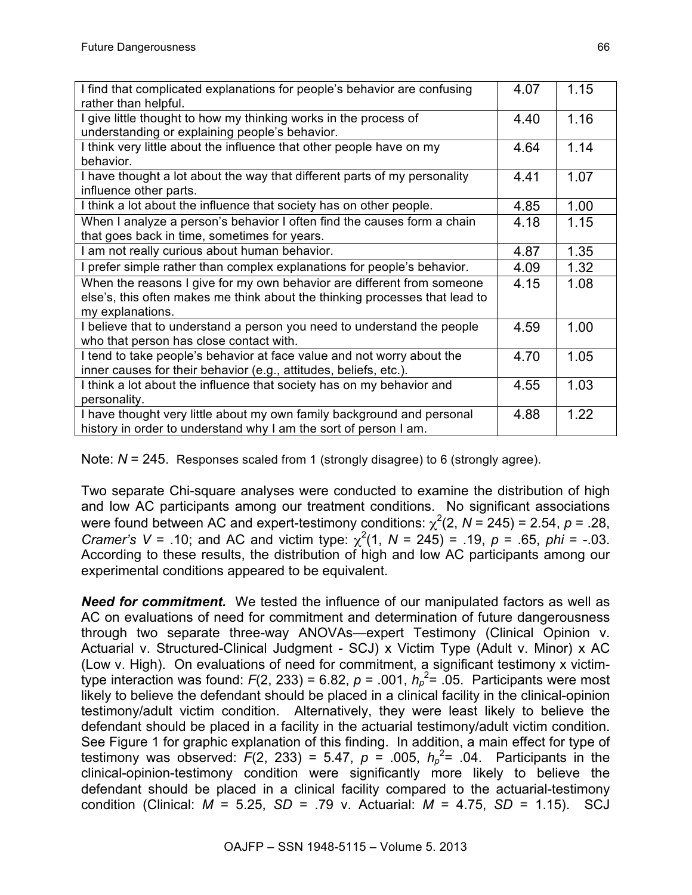| | | |
|---|---|---|
| I find that complicated explanations for people's behavior are confusing rather than helpful. | 4.07 | 1.15 |
| I give little thought to how my thinking works in the process of understanding or explaining people's behavior. | 4.40 | 1.16 |
| I think very little about the influence that other people have on my behavior. | 4.64 | 1.14 |
| I have thought a lot about the way that different parts of my personality influence other parts. | 4.41 | 1.07 |
| I think a lot about the influence that society has on other people. | 4.85 | 1.00 |
| When I analyze a person's behavior I often find the causes form a chain that goes back in time, sometimes for years. | 4.18 | 1.15 |
| I am not really curious about human behavior. | 4.87 | 1.35 |
| I prefer simple rather than complex explanations for people's behavior. | 4.09 | 1.32 |
| When the reasons I give for my own behavior are different from someone else's, this often makes me think about the thinking processes that lead to my explanations. | 4.15 | 1.08 |
| I believe that to understand a person you need to understand the people who that person has close contact with. | 4.59 | 1.00 |
| I tend to take people's behavior at face value and not worry about the inner causes for their behavior (e.g., attitudes, beliefs, etc.). | 4.70 | 1.05 |
| I think a lot about the influence that society has on my behavior and personality. | 4.55 | 1.03 |
| I have thought very little about my own family background and personal history in order to understand why I am the sort of person I am. | 4.88 | 1.22 |

Note: *N* = 245. Responses scaled from 1 (strongly disagree) to 6 (strongly agree).

Two separate Chi-square analyses were conducted to examine the distribution of high and low AC participants among our treatment conditions. No significant associations were found between AC and expert-testimony conditions: $\chi^2(2, N = 245) = 2.54, p = .28$, *Cramer's V* = .10; and AC and victim type: $\chi^2(1, N = 245) = .19, p = .65$, *phi* = -.03. According to these results, the distribution of high and low AC participants among our experimental conditions appeared to be equivalent.

***Need for commitment.*** We tested the influence of our manipulated factors as well as AC on evaluations of need for commitment and determination of future dangerousness through two separate three-way ANOVAs—expert Testimony (Clinical Opinion v. Actuarial v. Structured-Clinical Judgment - SCJ) x Victim Type (Adult v. Minor) x AC (Low v. High). On evaluations of need for commitment, a significant testimony x victim-type interaction was found: $F(2, 233) = 6.82, p = .001, h_p^2 = .05$. Participants were most likely to believe the defendant should be placed in a clinical facility in the clinical-opinion testimony/adult victim condition. Alternatively, they were least likely to believe the defendant should be placed in a facility in the actuarial testimony/adult victim condition. See Figure 1 for graphic explanation of this finding. In addition, a main effect for type of testimony was observed: $F(2, 233) = 5.47, p = .005, h_p^2 = .04$. Participants in the clinical-opinion-testimony condition were significantly more likely to believe the defendant should be placed in a clinical facility compared to the actuarial-testimony condition (Clinical: $M = 5.25$, $SD = .79$ v. Actuarial: $M = 4.75$, $SD = 1.15$). SCJ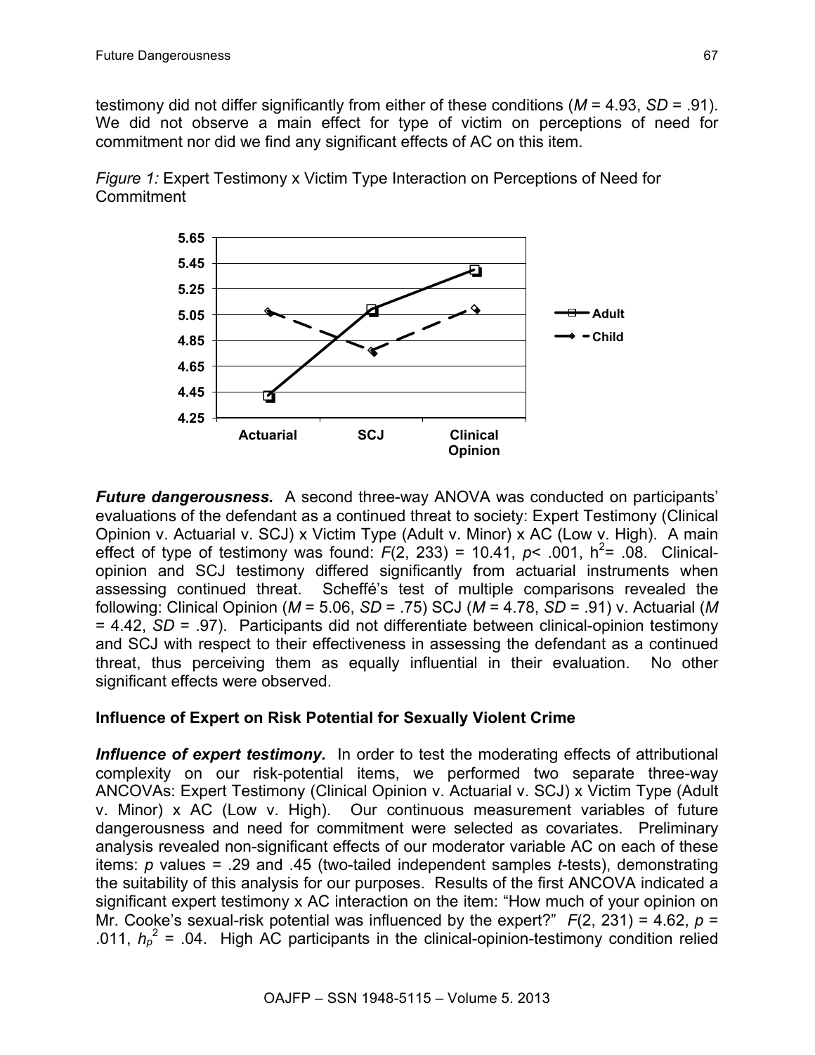testimony did not differ significantly from either of these conditions (*M* = 4.93, *SD* = .91). We did not observe a main effect for type of victim on perceptions of need for commitment nor did we find any significant effects of AC on this item.

*Figure 1:* Expert Testimony x Victim Type Interaction on Perceptions of Need for Commitment

***Future dangerousness.*** A second three-way ANOVA was conducted on participants' evaluations of the defendant as a continued threat to society: Expert Testimony (Clinical Opinion v. Actuarial v. SCJ) x Victim Type (Adult v. Minor) x AC (Low v. High). A main effect of type of testimony was found: $F(2, 233) = 10.41$, $p < .001$, $h^2 = .08$. Clinical-opinion and SCJ testimony differed significantly from actuarial instruments when assessing continued threat. Scheffé's test of multiple comparisons revealed the following: Clinical Opinion (*M* = 5.06, *SD* = .75) SCJ (*M* = 4.78, *SD* = .91) v. Actuarial (*M* = 4.42, *SD* = .97). Participants did not differentiate between clinical-opinion testimony and SCJ with respect to their effectiveness in assessing the defendant as a continued threat, thus perceiving them as equally influential in their evaluation. No other significant effects were observed.

## Influence of Expert on Risk Potential for Sexually Violent Crime

***Influence of expert testimony.*** In order to test the moderating effects of attributional complexity on our risk-potential items, we performed two separate three-way ANCOVAs: Expert Testimony (Clinical Opinion v. Actuarial v. SCJ) x Victim Type (Adult v. Minor) x AC (Low v. High). Our continuous measurement variables of future dangerousness and need for commitment were selected as covariates. Preliminary analysis revealed non-significant effects of our moderator variable AC on each of these items: *p* values = .29 and .45 (two-tailed independent samples *t*-tests), demonstrating the suitability of this analysis for our purposes. Results of the first ANCOVA indicated a significant expert testimony x AC interaction on the item: "How much of your opinion on Mr. Cooke's sexual-risk potential was influenced by the expert?" $F(2, 231) = 4.62$, $p = .011$, $h_p^2 = .04$. High AC participants in the clinical-opinion-testimony condition relied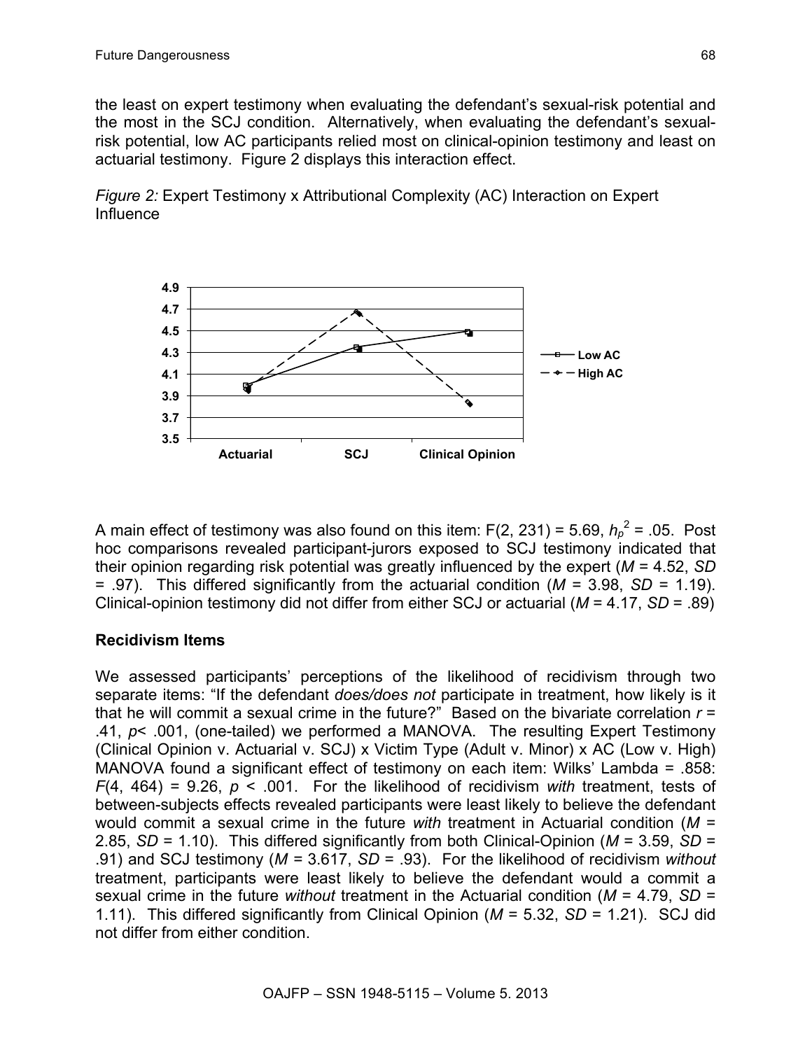the least on expert testimony when evaluating the defendant's sexual-risk potential and the most in the SCJ condition. Alternatively, when evaluating the defendant's sexual-risk potential, low AC participants relied most on clinical-opinion testimony and least on actuarial testimony. Figure 2 displays this interaction effect.

*Figure 2:* Expert Testimony x Attributional Complexity (AC) Interaction on Expert Influence

A main effect of testimony was also found on this item: F(2, 231) = 5.69, $h_p^2$ = .05. Post hoc comparisons revealed participant-jurors exposed to SCJ testimony indicated that their opinion regarding risk potential was greatly influenced by the expert (*M* = 4.52, *SD* = .97). This differed significantly from the actuarial condition (*M* = 3.98, *SD* = 1.19). Clinical-opinion testimony did not differ from either SCJ or actuarial (*M* = 4.17, *SD* = .89)

## Recidivism Items

We assessed participants' perceptions of the likelihood of recidivism through two separate items: "If the defendant *does/does not* participate in treatment, how likely is it that he will commit a sexual crime in the future?" Based on the bivariate correlation *r* = .41, *p*< .001, (one-tailed) we performed a MANOVA. The resulting Expert Testimony (Clinical Opinion v. Actuarial v. SCJ) x Victim Type (Adult v. Minor) x AC (Low v. High) MANOVA found a significant effect of testimony on each item: Wilks' Lambda = .858: *F*(4, 464) = 9.26, *p* < .001. For the likelihood of recidivism *with* treatment, tests of between-subjects effects revealed participants were least likely to believe the defendant would commit a sexual crime in the future *with* treatment in Actuarial condition (*M* = 2.85, *SD* = 1.10). This differed significantly from both Clinical-Opinion (*M* = 3.59, *SD* = .91) and SCJ testimony (*M* = 3.617, *SD* = .93). For the likelihood of recidivism *without* treatment, participants were least likely to believe the defendant would a commit a sexual crime in the future *without* treatment in the Actuarial condition (*M* = 4.79, *SD* = 1.11). This differed significantly from Clinical Opinion (*M* = 5.32, *SD* = 1.21). SCJ did not differ from either condition.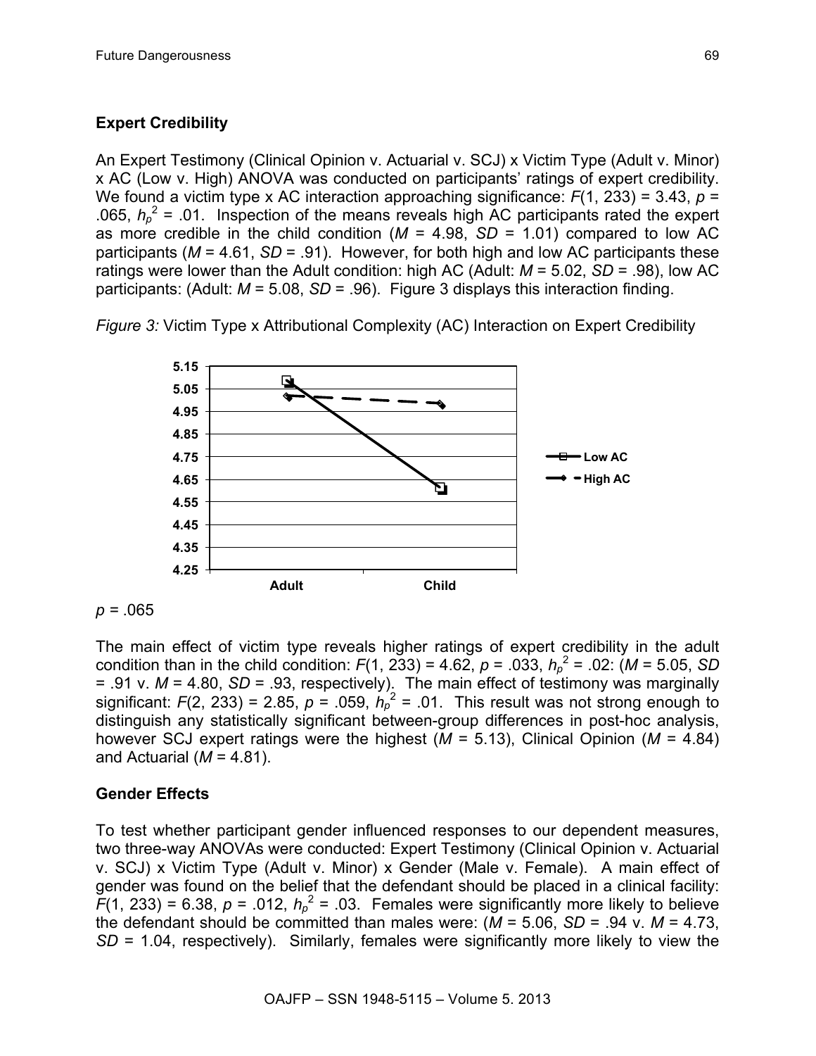## Expert Credibility

An Expert Testimony (Clinical Opinion v. Actuarial v. SCJ) x Victim Type (Adult v. Minor) x AC (Low v. High) ANOVA was conducted on participants' ratings of expert credibility. We found a victim type x AC interaction approaching significance: $F(1, 233) = 3.43$, $p = .065$, $h_p^2 = .01$. Inspection of the means reveals high AC participants rated the expert as more credible in the child condition ($M = 4.98$, $SD = 1.01$) compared to low AC participants ($M = 4.61$, $SD = .91$). However, for both high and low AC participants these ratings were lower than the Adult condition: high AC (Adult: $M = 5.02$, $SD = .98$), low AC participants: (Adult: $M = 5.08$, $SD = .96$). Figure 3 displays this interaction finding.

*Figure 3:* Victim Type x Attributional Complexity (AC) Interaction on Expert Credibility

$p = .065$

The main effect of victim type reveals higher ratings of expert credibility in the adult condition than in the child condition: $F(1, 233) = 4.62$, $p = .033$, $h_p^2 = .02$: ($M = 5.05$, $SD = .91$ v. $M = 4.80$, $SD = .93$, respectively). The main effect of testimony was marginally significant: $F(2, 233) = 2.85$, $p = .059$, $h_p^2 = .01$. This result was not strong enough to distinguish any statistically significant between-group differences in post-hoc analysis, however SCJ expert ratings were the highest ($M = 5.13$), Clinical Opinion ($M = 4.84$) and Actuarial ($M = 4.81$).

## Gender Effects

To test whether participant gender influenced responses to our dependent measures, two three-way ANOVAs were conducted: Expert Testimony (Clinical Opinion v. Actuarial v. SCJ) x Victim Type (Adult v. Minor) x Gender (Male v. Female). A main effect of gender was found on the belief that the defendant should be placed in a clinical facility: $F(1, 233) = 6.38$, $p = .012$, $h_p^2 = .03$. Females were significantly more likely to believe the defendant should be committed than males were: ($M = 5.06$, $SD = .94$ v. $M = 4.73$, $SD = 1.04$, respectively). Similarly, females were significantly more likely to view the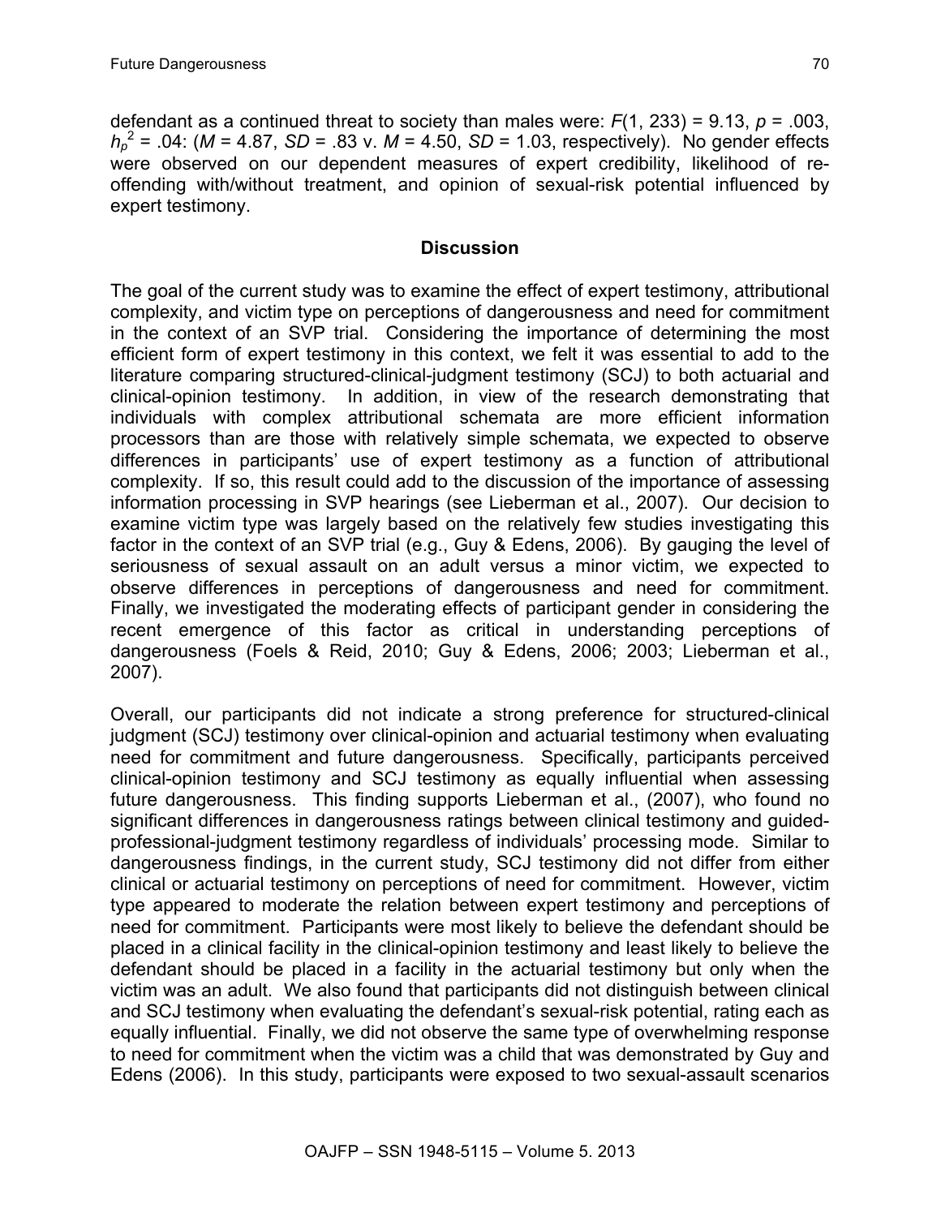defendant as a continued threat to society than males were: $F(1, 233) = 9.13$, $p = .003$, $h_p^2 = .04$: ($M = 4.87$, $SD = .83$ v. $M = 4.50$, $SD = 1.03$, respectively). No gender effects were observed on our dependent measures of expert credibility, likelihood of re-offending with/without treatment, and opinion of sexual-risk potential influenced by expert testimony.

## Discussion

The goal of the current study was to examine the effect of expert testimony, attributional complexity, and victim type on perceptions of dangerousness and need for commitment in the context of an SVP trial. Considering the importance of determining the most efficient form of expert testimony in this context, we felt it was essential to add to the literature comparing structured-clinical-judgment testimony (SCJ) to both actuarial and clinical-opinion testimony. In addition, in view of the research demonstrating that individuals with complex attributional schemata are more efficient information processors than are those with relatively simple schemata, we expected to observe differences in participants' use of expert testimony as a function of attributional complexity. If so, this result could add to the discussion of the importance of assessing information processing in SVP hearings (see Lieberman et al., 2007). Our decision to examine victim type was largely based on the relatively few studies investigating this factor in the context of an SVP trial (e.g., Guy & Edens, 2006). By gauging the level of seriousness of sexual assault on an adult versus a minor victim, we expected to observe differences in perceptions of dangerousness and need for commitment. Finally, we investigated the moderating effects of participant gender in considering the recent emergence of this factor as critical in understanding perceptions of dangerousness (Foels & Reid, 2010; Guy & Edens, 2006; 2003; Lieberman et al., 2007).

Overall, our participants did not indicate a strong preference for structured-clinical judgment (SCJ) testimony over clinical-opinion and actuarial testimony when evaluating need for commitment and future dangerousness. Specifically, participants perceived clinical-opinion testimony and SCJ testimony as equally influential when assessing future dangerousness. This finding supports Lieberman et al., (2007), who found no significant differences in dangerousness ratings between clinical testimony and guided-professional-judgment testimony regardless of individuals' processing mode. Similar to dangerousness findings, in the current study, SCJ testimony did not differ from either clinical or actuarial testimony on perceptions of need for commitment. However, victim type appeared to moderate the relation between expert testimony and perceptions of need for commitment. Participants were most likely to believe the defendant should be placed in a clinical facility in the clinical-opinion testimony and least likely to believe the defendant should be placed in a facility in the actuarial testimony but only when the victim was an adult. We also found that participants did not distinguish between clinical and SCJ testimony when evaluating the defendant's sexual-risk potential, rating each as equally influential. Finally, we did not observe the same type of overwhelming response to need for commitment when the victim was a child that was demonstrated by Guy and Edens (2006). In this study, participants were exposed to two sexual-assault scenarios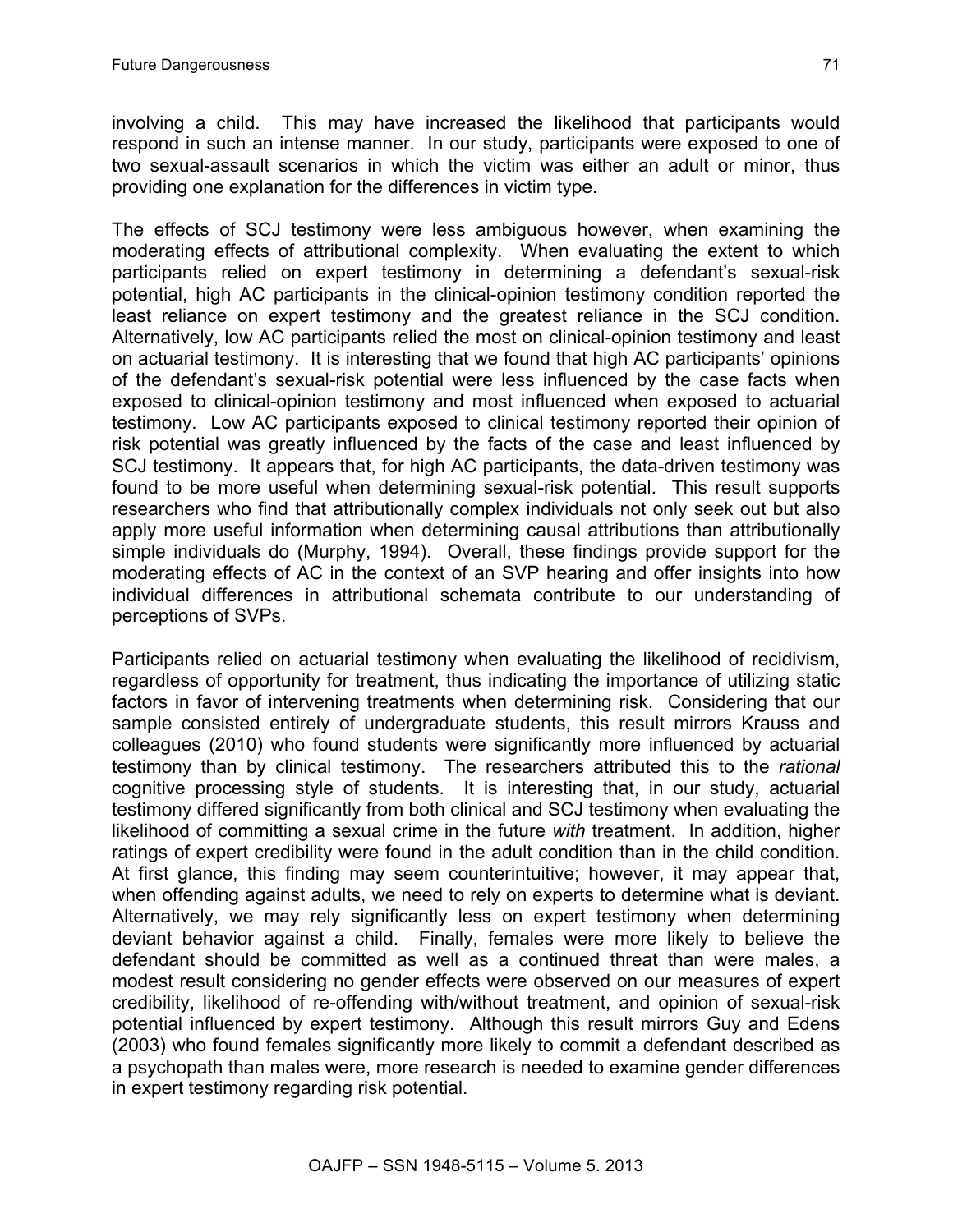involving a child. This may have increased the likelihood that participants would respond in such an intense manner. In our study, participants were exposed to one of two sexual-assault scenarios in which the victim was either an adult or minor, thus providing one explanation for the differences in victim type.

The effects of SCJ testimony were less ambiguous however, when examining the moderating effects of attributional complexity. When evaluating the extent to which participants relied on expert testimony in determining a defendant's sexual-risk potential, high AC participants in the clinical-opinion testimony condition reported the least reliance on expert testimony and the greatest reliance in the SCJ condition. Alternatively, low AC participants relied the most on clinical-opinion testimony and least on actuarial testimony. It is interesting that we found that high AC participants' opinions of the defendant's sexual-risk potential were less influenced by the case facts when exposed to clinical-opinion testimony and most influenced when exposed to actuarial testimony. Low AC participants exposed to clinical testimony reported their opinion of risk potential was greatly influenced by the facts of the case and least influenced by SCJ testimony. It appears that, for high AC participants, the data-driven testimony was found to be more useful when determining sexual-risk potential. This result supports researchers who find that attributionally complex individuals not only seek out but also apply more useful information when determining causal attributions than attributionally simple individuals do (Murphy, 1994). Overall, these findings provide support for the moderating effects of AC in the context of an SVP hearing and offer insights into how individual differences in attributional schemata contribute to our understanding of perceptions of SVPs.

Participants relied on actuarial testimony when evaluating the likelihood of recidivism, regardless of opportunity for treatment, thus indicating the importance of utilizing static factors in favor of intervening treatments when determining risk. Considering that our sample consisted entirely of undergraduate students, this result mirrors Krauss and colleagues (2010) who found students were significantly more influenced by actuarial testimony than by clinical testimony. The researchers attributed this to the *rational* cognitive processing style of students. It is interesting that, in our study, actuarial testimony differed significantly from both clinical and SCJ testimony when evaluating the likelihood of committing a sexual crime in the future *with* treatment. In addition, higher ratings of expert credibility were found in the adult condition than in the child condition. At first glance, this finding may seem counterintuitive; however, it may appear that, when offending against adults, we need to rely on experts to determine what is deviant. Alternatively, we may rely significantly less on expert testimony when determining deviant behavior against a child. Finally, females were more likely to believe the defendant should be committed as well as a continued threat than were males, a modest result considering no gender effects were observed on our measures of expert credibility, likelihood of re-offending with/without treatment, and opinion of sexual-risk potential influenced by expert testimony. Although this result mirrors Guy and Edens (2003) who found females significantly more likely to commit a defendant described as a psychopath than males were, more research is needed to examine gender differences in expert testimony regarding risk potential.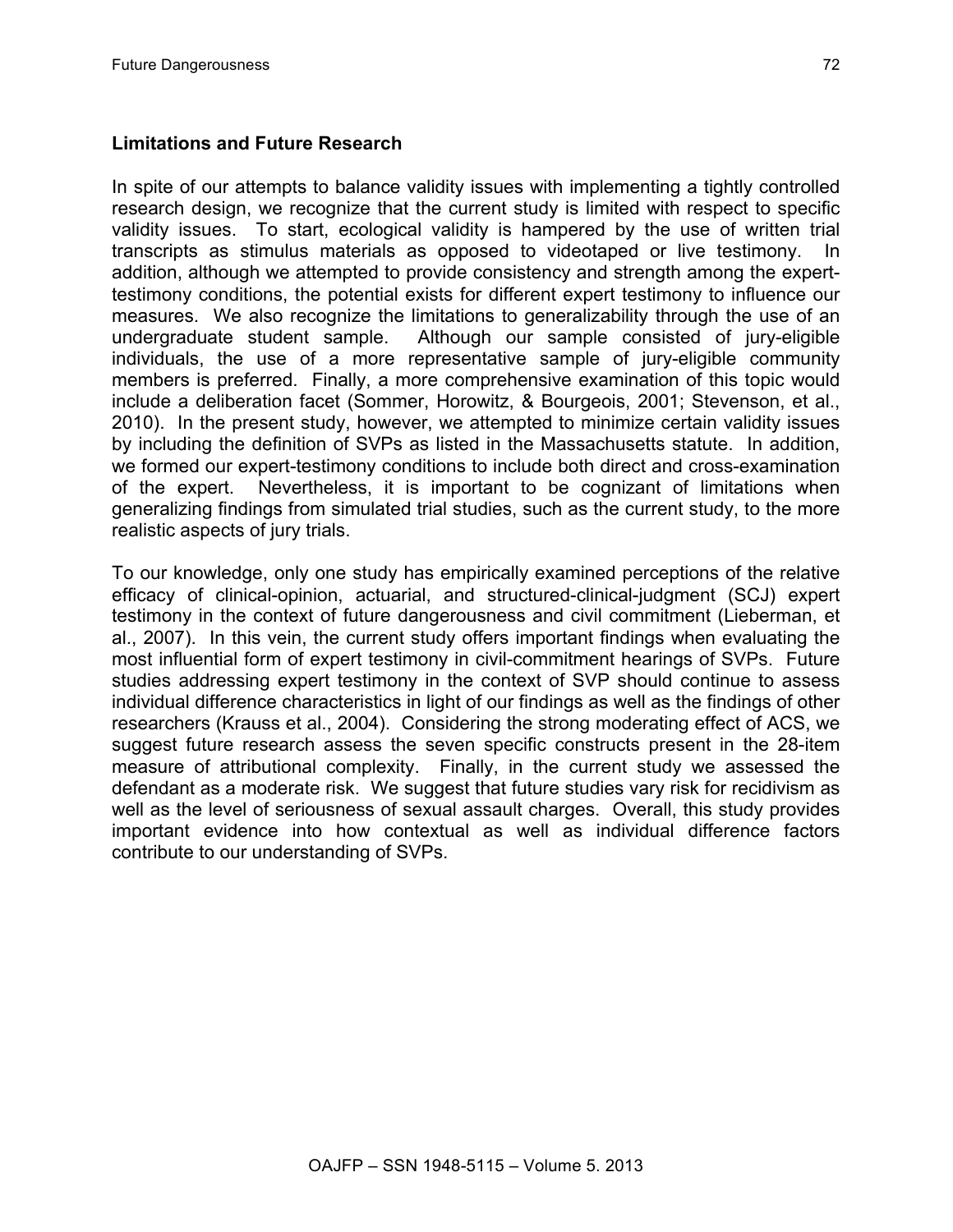## Limitations and Future Research

In spite of our attempts to balance validity issues with implementing a tightly controlled research design, we recognize that the current study is limited with respect to specific validity issues. To start, ecological validity is hampered by the use of written trial transcripts as stimulus materials as opposed to videotaped or live testimony. In addition, although we attempted to provide consistency and strength among the expert-testimony conditions, the potential exists for different expert testimony to influence our measures. We also recognize the limitations to generalizability through the use of an undergraduate student sample. Although our sample consisted of jury-eligible individuals, the use of a more representative sample of jury-eligible community members is preferred. Finally, a more comprehensive examination of this topic would include a deliberation facet (Sommer, Horowitz, & Bourgeois, 2001; Stevenson, et al., 2010). In the present study, however, we attempted to minimize certain validity issues by including the definition of SVPs as listed in the Massachusetts statute. In addition, we formed our expert-testimony conditions to include both direct and cross-examination of the expert. Nevertheless, it is important to be cognizant of limitations when generalizing findings from simulated trial studies, such as the current study, to the more realistic aspects of jury trials.

To our knowledge, only one study has empirically examined perceptions of the relative efficacy of clinical-opinion, actuarial, and structured-clinical-judgment (SCJ) expert testimony in the context of future dangerousness and civil commitment (Lieberman, et al., 2007). In this vein, the current study offers important findings when evaluating the most influential form of expert testimony in civil-commitment hearings of SVPs. Future studies addressing expert testimony in the context of SVP should continue to assess individual difference characteristics in light of our findings as well as the findings of other researchers (Krauss et al., 2004). Considering the strong moderating effect of ACS, we suggest future research assess the seven specific constructs present in the 28-item measure of attributional complexity. Finally, in the current study we assessed the defendant as a moderate risk. We suggest that future studies vary risk for recidivism as well as the level of seriousness of sexual assault charges. Overall, this study provides important evidence into how contextual as well as individual difference factors contribute to our understanding of SVPs.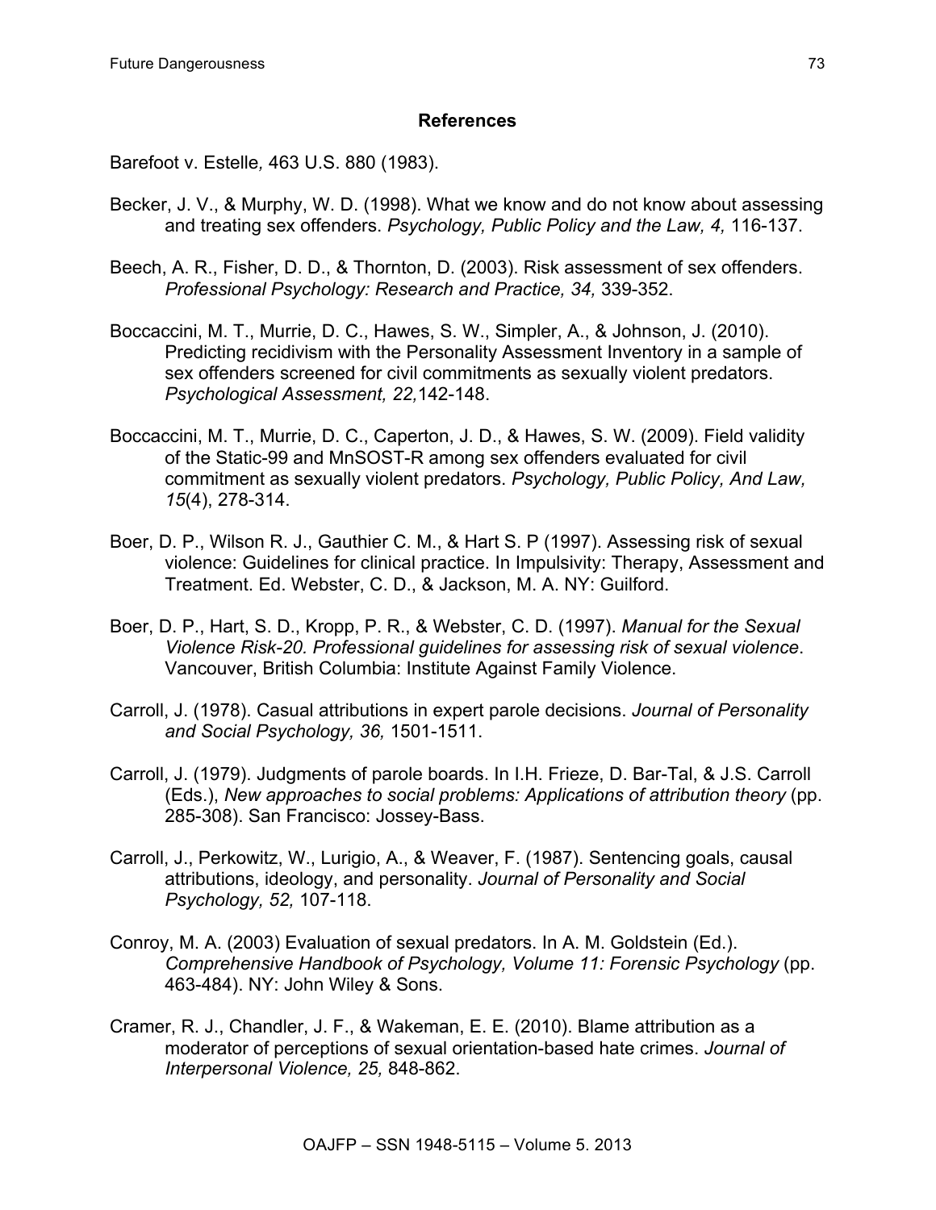## References

Barefoot v. Estelle*,* 463 U.S. 880 (1983).

Becker, J. V., & Murphy, W. D. (1998). What we know and do not know about assessing and treating sex offenders. *Psychology, Public Policy and the Law, 4,* 116-137.

Beech, A. R., Fisher, D. D., & Thornton, D. (2003). Risk assessment of sex offenders. *Professional Psychology: Research and Practice, 34,* 339-352.

Boccaccini, M. T., Murrie, D. C., Hawes, S. W., Simpler, A., & Johnson, J. (2010). Predicting recidivism with the Personality Assessment Inventory in a sample of sex offenders screened for civil commitments as sexually violent predators. *Psychological Assessment, 22,*142-148.

Boccaccini, M. T., Murrie, D. C., Caperton, J. D., & Hawes, S. W. (2009). Field validity of the Static-99 and MnSOST-R among sex offenders evaluated for civil commitment as sexually violent predators. *Psychology, Public Policy, And Law, 15*(4), 278-314.

Boer, D. P., Wilson R. J., Gauthier C. M., & Hart S. P (1997). Assessing risk of sexual violence: Guidelines for clinical practice. In Impulsivity: Therapy, Assessment and Treatment. Ed. Webster, C. D., & Jackson, M. A. NY: Guilford.

Boer, D. P., Hart, S. D., Kropp, P. R., & Webster, C. D. (1997). *Manual for the Sexual Violence Risk-20. Professional guidelines for assessing risk of sexual violence*. Vancouver, British Columbia: Institute Against Family Violence.

Carroll, J. (1978). Casual attributions in expert parole decisions. *Journal of Personality and Social Psychology, 36,* 1501-1511.

Carroll, J. (1979). Judgments of parole boards. In I.H. Frieze, D. Bar-Tal, & J.S. Carroll (Eds.), *New approaches to social problems: Applications of attribution theory* (pp. 285-308). San Francisco: Jossey-Bass.

Carroll, J., Perkowitz, W., Lurigio, A., & Weaver, F. (1987). Sentencing goals, causal attributions, ideology, and personality. *Journal of Personality and Social Psychology, 52,* 107-118.

Conroy, M. A. (2003) Evaluation of sexual predators. In A. M. Goldstein (Ed.). *Comprehensive Handbook of Psychology, Volume 11: Forensic Psychology* (pp. 463-484). NY: John Wiley & Sons.

Cramer, R. J., Chandler, J. F., & Wakeman, E. E. (2010). Blame attribution as a moderator of perceptions of sexual orientation-based hate crimes. *Journal of Interpersonal Violence, 25,* 848-862.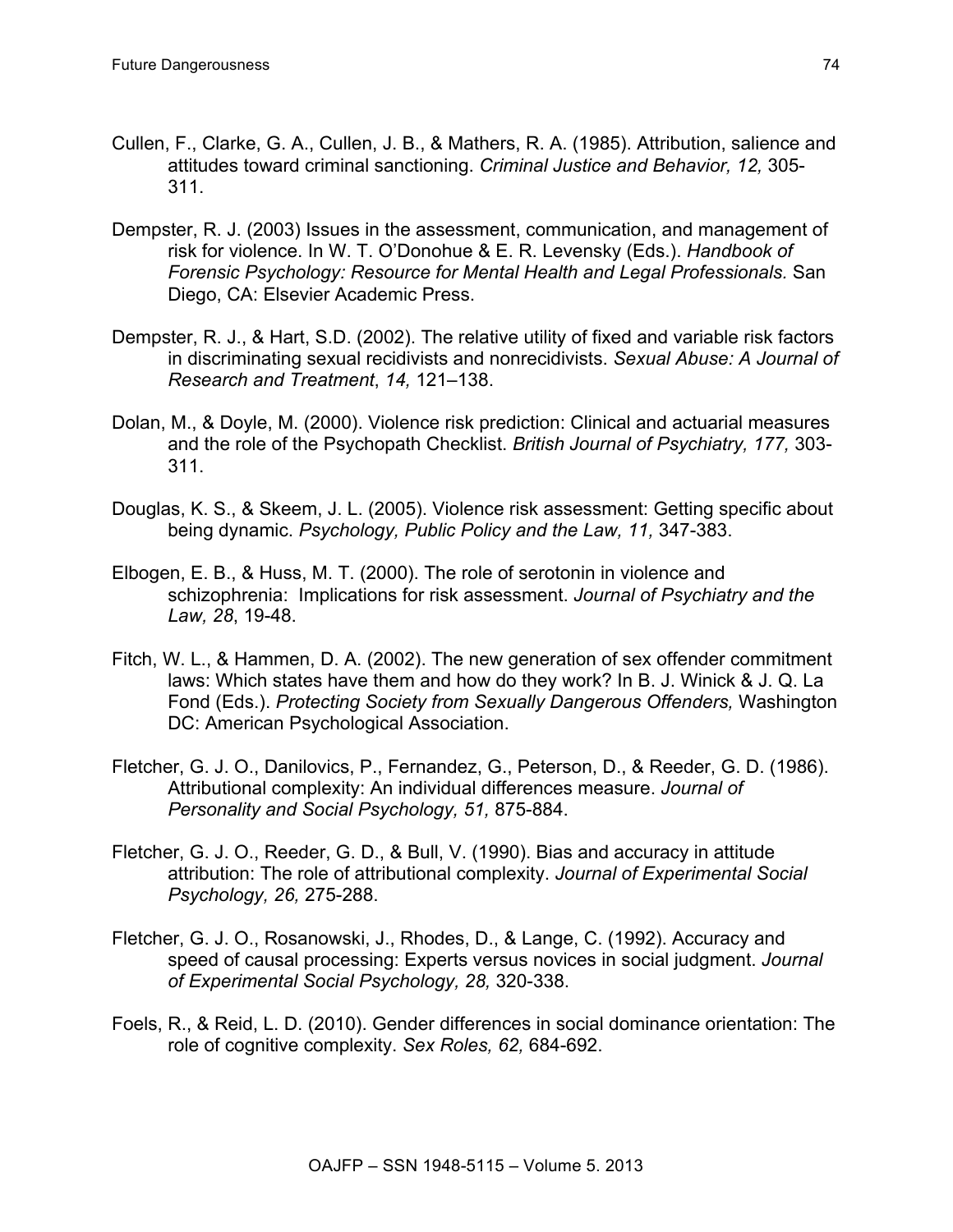Cullen, F., Clarke, G. A., Cullen, J. B., & Mathers, R. A. (1985). Attribution, salience and attitudes toward criminal sanctioning. *Criminal Justice and Behavior, 12,* 305-311.

Dempster, R. J. (2003) Issues in the assessment, communication, and management of risk for violence. In W. T. O'Donohue & E. R. Levensky (Eds.). *Handbook of Forensic Psychology: Resource for Mental Health and Legal Professionals.* San Diego, CA: Elsevier Academic Press.

Dempster, R. J., & Hart, S.D. (2002). The relative utility of fixed and variable risk factors in discriminating sexual recidivists and nonrecidivists. *Sexual Abuse: A Journal of Research and Treatment*, *14,* 121–138.

Dolan, M., & Doyle, M. (2000). Violence risk prediction: Clinical and actuarial measures and the role of the Psychopath Checklist. *British Journal of Psychiatry, 177,* 303-311.

Douglas, K. S., & Skeem, J. L. (2005). Violence risk assessment: Getting specific about being dynamic. *Psychology, Public Policy and the Law, 11,* 347-383.

Elbogen, E. B., & Huss, M. T. (2000). The role of serotonin in violence and schizophrenia: Implications for risk assessment. *Journal of Psychiatry and the Law, 28*, 19-48.

Fitch, W. L., & Hammen, D. A. (2002). The new generation of sex offender commitment laws: Which states have them and how do they work? In B. J. Winick & J. Q. La Fond (Eds.). *Protecting Society from Sexually Dangerous Offenders,* Washington DC: American Psychological Association.

Fletcher, G. J. O., Danilovics, P., Fernandez, G., Peterson, D., & Reeder, G. D. (1986). Attributional complexity: An individual differences measure. *Journal of Personality and Social Psychology, 51,* 875-884.

Fletcher, G. J. O., Reeder, G. D., & Bull, V. (1990). Bias and accuracy in attitude attribution: The role of attributional complexity. *Journal of Experimental Social Psychology, 26,* 275-288.

Fletcher, G. J. O., Rosanowski, J., Rhodes, D., & Lange, C. (1992). Accuracy and speed of causal processing: Experts versus novices in social judgment. *Journal of Experimental Social Psychology, 28,* 320-338.

Foels, R., & Reid, L. D. (2010). Gender differences in social dominance orientation: The role of cognitive complexity. *Sex Roles, 62,* 684-692.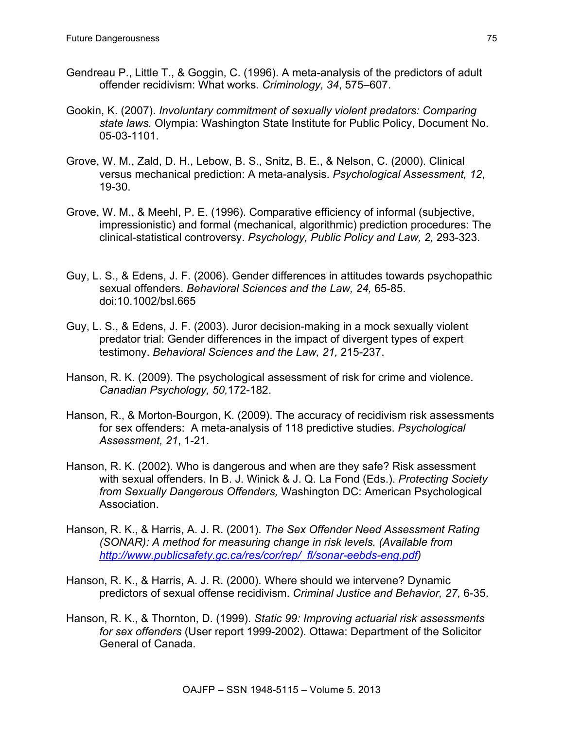Gendreau P., Little T., & Goggin, C. (1996). A meta-analysis of the predictors of adult offender recidivism: What works. *Criminology, 34*, 575–607.

Gookin, K. (2007). *Involuntary commitment of sexually violent predators: Comparing state laws.* Olympia: Washington State Institute for Public Policy, Document No. 05-03-1101.

Grove, W. M., Zald, D. H., Lebow, B. S., Snitz, B. E., & Nelson, C. (2000). Clinical versus mechanical prediction: A meta-analysis. *Psychological Assessment, 12*, 19-30.

Grove, W. M., & Meehl, P. E. (1996). Comparative efficiency of informal (subjective, impressionistic) and formal (mechanical, algorithmic) prediction procedures: The clinical-statistical controversy. *Psychology, Public Policy and Law, 2,* 293-323.

Guy, L. S., & Edens, J. F. (2006). Gender differences in attitudes towards psychopathic sexual offenders. *Behavioral Sciences and the Law, 24,* 65-85. doi:10.1002/bsl.665

Guy, L. S., & Edens, J. F. (2003). Juror decision-making in a mock sexually violent predator trial: Gender differences in the impact of divergent types of expert testimony. *Behavioral Sciences and the Law, 21,* 215-237.

Hanson, R. K. (2009). The psychological assessment of risk for crime and violence. *Canadian Psychology, 50,*172-182.

Hanson, R., & Morton-Bourgon, K. (2009). The accuracy of recidivism risk assessments for sex offenders: A meta-analysis of 118 predictive studies. *Psychological Assessment, 21*, 1-21.

Hanson, R. K. (2002). Who is dangerous and when are they safe? Risk assessment with sexual offenders. In B. J. Winick & J. Q. La Fond (Eds.). *Protecting Society from Sexually Dangerous Offenders,* Washington DC: American Psychological Association.

Hanson, R. K., & Harris, A. J. R. (2001). *The Sex Offender Need Assessment Rating (SONAR): A method for measuring change in risk levels. (Available from http://www.publicsafety.gc.ca/res/cor/rep/_fl/sonar-eebds-eng.pdf)*

Hanson, R. K., & Harris, A. J. R. (2000). Where should we intervene? Dynamic predictors of sexual offense recidivism. *Criminal Justice and Behavior, 27,* 6-35.

Hanson, R. K., & Thornton, D. (1999). *Static 99: Improving actuarial risk assessments for sex offenders* (User report 1999-2002). Ottawa: Department of the Solicitor General of Canada.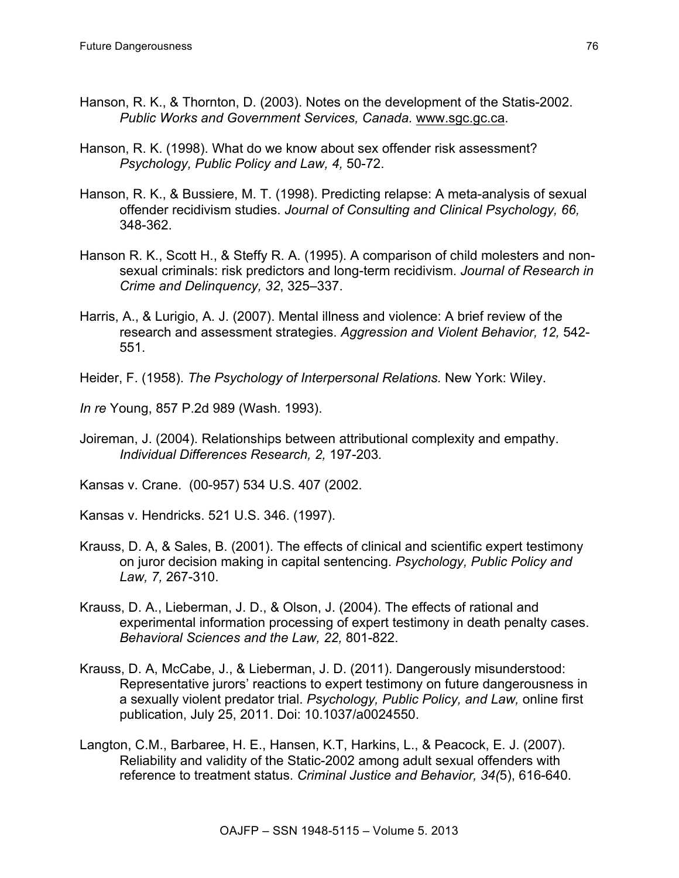Hanson, R. K., & Thornton, D. (2003). Notes on the development of the Statis-2002. *Public Works and Government Services, Canada.* www.sgc.gc.ca.

Hanson, R. K. (1998). What do we know about sex offender risk assessment? *Psychology, Public Policy and Law, 4,* 50-72.

Hanson, R. K., & Bussiere, M. T. (1998). Predicting relapse: A meta-analysis of sexual offender recidivism studies. *Journal of Consulting and Clinical Psychology, 66,* 348-362.

Hanson R. K., Scott H., & Steffy R. A. (1995). A comparison of child molesters and non-sexual criminals: risk predictors and long-term recidivism. *Journal of Research in Crime and Delinquency, 32*, 325–337.

Harris, A., & Lurigio, A. J. (2007). Mental illness and violence: A brief review of the research and assessment strategies. *Aggression and Violent Behavior, 12,* 542-551.

Heider, F. (1958). *The Psychology of Interpersonal Relations.* New York: Wiley.

*In re* Young, 857 P.2d 989 (Wash. 1993).

Joireman, J. (2004). Relationships between attributional complexity and empathy. *Individual Differences Research, 2,* 197-203*.*

Kansas v. Crane. (00-957) 534 U.S. 407 (2002.

Kansas v. Hendricks. 521 U.S. 346. (1997).

Krauss, D. A, & Sales, B. (2001). The effects of clinical and scientific expert testimony on juror decision making in capital sentencing. *Psychology, Public Policy and Law, 7,* 267-310.

Krauss, D. A., Lieberman, J. D., & Olson, J. (2004). The effects of rational and experimental information processing of expert testimony in death penalty cases. *Behavioral Sciences and the Law, 22,* 801-822.

Krauss, D. A, McCabe, J., & Lieberman, J. D. (2011). Dangerously misunderstood: Representative jurors' reactions to expert testimony on future dangerousness in a sexually violent predator trial. *Psychology, Public Policy, and Law,* online first publication, July 25, 2011. Doi: 10.1037/a0024550.

Langton, C.M., Barbaree, H. E., Hansen, K.T, Harkins, L., & Peacock, E. J. (2007). Reliability and validity of the Static-2002 among adult sexual offenders with reference to treatment status. *Criminal Justice and Behavior, 34(*5), 616-640.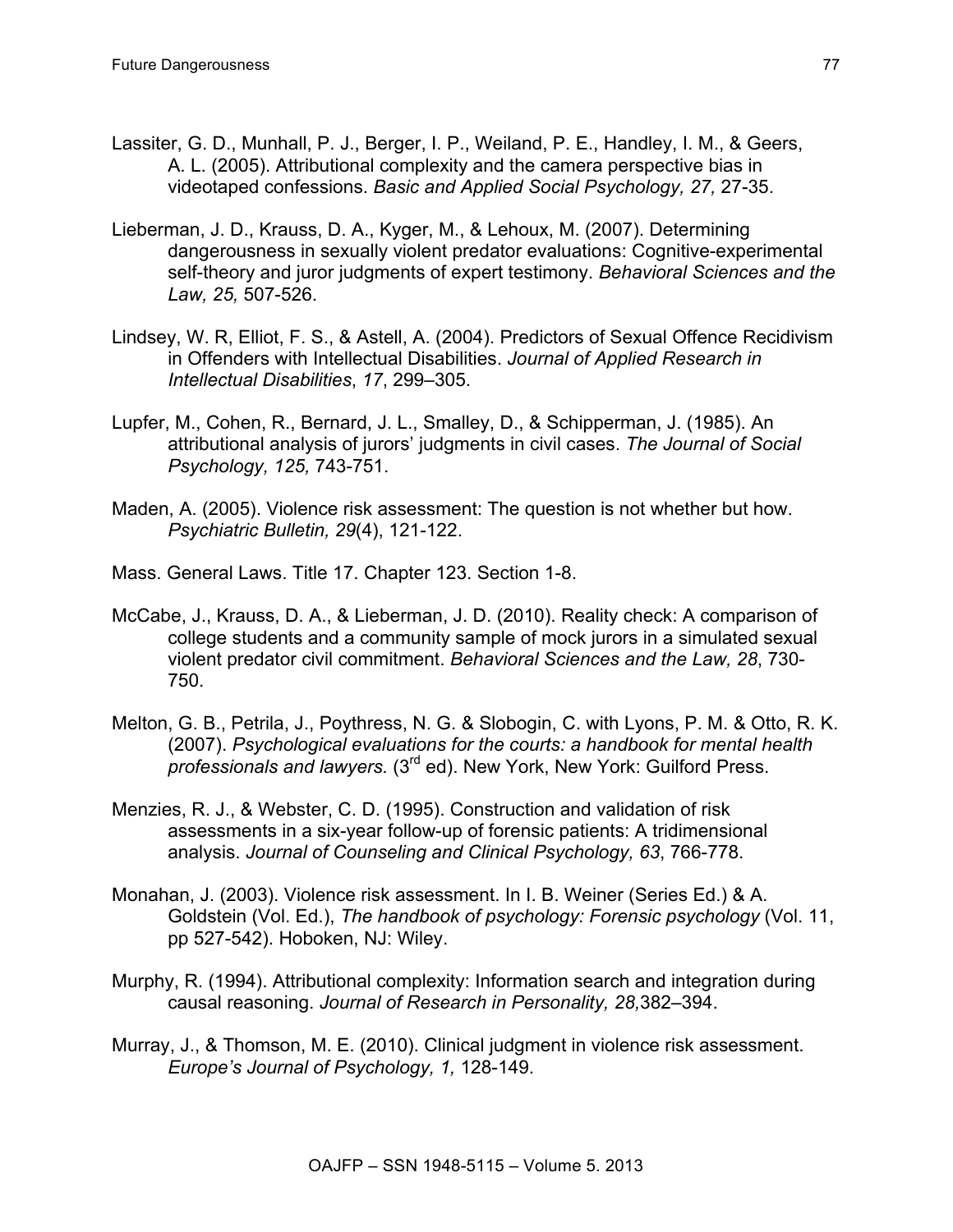Lassiter, G. D., Munhall, P. J., Berger, I. P., Weiland, P. E., Handley, I. M., & Geers, A. L. (2005). Attributional complexity and the camera perspective bias in videotaped confessions. *Basic and Applied Social Psychology, 27,* 27-35.

Lieberman, J. D., Krauss, D. A., Kyger, M., & Lehoux, M. (2007). Determining dangerousness in sexually violent predator evaluations: Cognitive-experimental self-theory and juror judgments of expert testimony. *Behavioral Sciences and the Law, 25,* 507-526.

Lindsey, W. R, Elliot, F. S., & Astell, A. (2004). Predictors of Sexual Offence Recidivism in Offenders with Intellectual Disabilities. *Journal of Applied Research in Intellectual Disabilities*, *17*, 299–305.

Lupfer, M., Cohen, R., Bernard, J. L., Smalley, D., & Schipperman, J. (1985). An attributional analysis of jurors' judgments in civil cases. *The Journal of Social Psychology, 125,* 743-751.

Maden, A. (2005). Violence risk assessment: The question is not whether but how. *Psychiatric Bulletin, 29*(4), 121-122.

Mass. General Laws. Title 17. Chapter 123. Section 1-8.

McCabe, J., Krauss, D. A., & Lieberman, J. D. (2010). Reality check: A comparison of college students and a community sample of mock jurors in a simulated sexual violent predator civil commitment. *Behavioral Sciences and the Law, 28*, 730-750.

Melton, G. B., Petrila, J., Poythress, N. G. & Slobogin, C. with Lyons, P. M. & Otto, R. K. (2007). *Psychological evaluations for the courts: a handbook for mental health professionals and lawyers.* (3rd ed). New York, New York: Guilford Press.

Menzies, R. J., & Webster, C. D. (1995). Construction and validation of risk assessments in a six-year follow-up of forensic patients: A tridimensional analysis. *Journal of Counseling and Clinical Psychology, 63*, 766-778.

Monahan, J. (2003). Violence risk assessment. In I. B. Weiner (Series Ed.) & A. Goldstein (Vol. Ed.), *The handbook of psychology: Forensic psychology* (Vol. 11, pp 527-542). Hoboken, NJ: Wiley.

Murphy, R. (1994). Attributional complexity: Information search and integration during causal reasoning. *Journal of Research in Personality, 28,*382–394.

Murray, J., & Thomson, M. E. (2010). Clinical judgment in violence risk assessment. *Europe's Journal of Psychology, 1,* 128-149.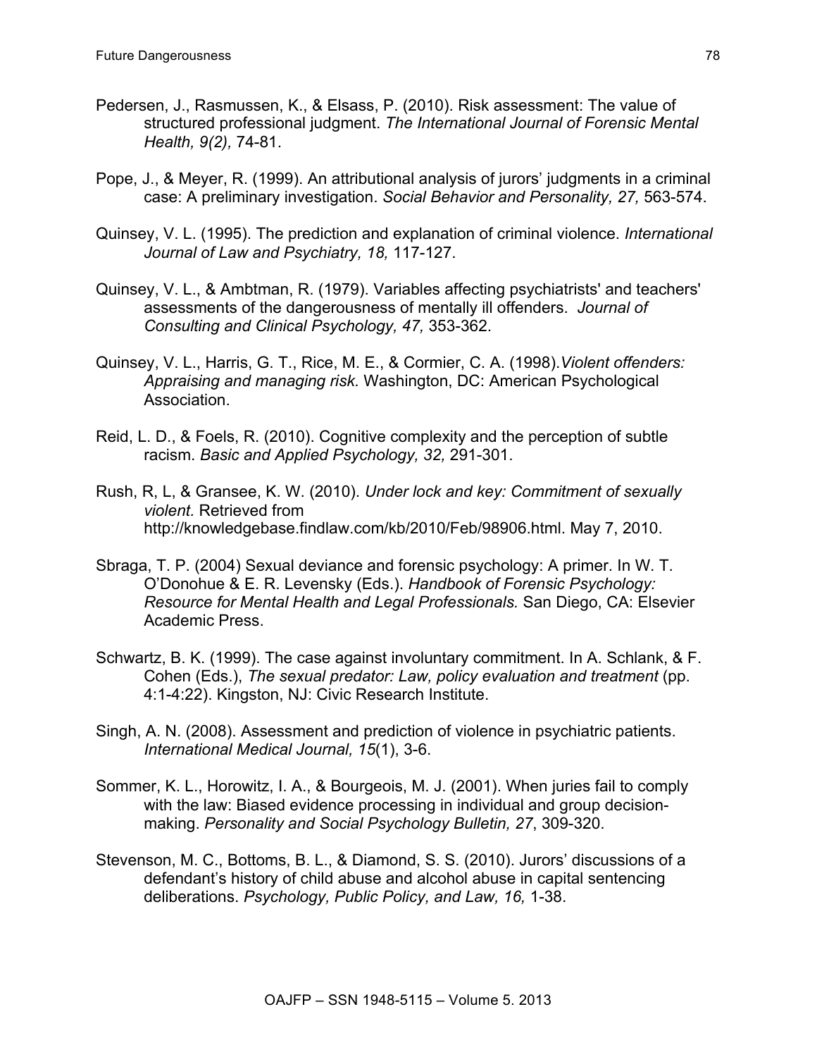Pedersen, J., Rasmussen, K., & Elsass, P. (2010). Risk assessment: The value of structured professional judgment. *The International Journal of Forensic Mental Health, 9(2),* 74-81.

Pope, J., & Meyer, R. (1999). An attributional analysis of jurors' judgments in a criminal case: A preliminary investigation. *Social Behavior and Personality, 27,* 563-574.

Quinsey, V. L. (1995). The prediction and explanation of criminal violence. *International Journal of Law and Psychiatry, 18,* 117-127.

Quinsey, V. L., & Ambtman, R. (1979). Variables affecting psychiatrists' and teachers' assessments of the dangerousness of mentally ill offenders. *Journal of Consulting and Clinical Psychology, 47,* 353-362.

Quinsey, V. L., Harris, G. T., Rice, M. E., & Cormier, C. A. (1998).*Violent offenders: Appraising and managing risk.* Washington, DC: American Psychological Association.

Reid, L. D., & Foels, R. (2010). Cognitive complexity and the perception of subtle racism. *Basic and Applied Psychology, 32,* 291-301.

Rush, R, L, & Gransee, K. W. (2010). *Under lock and key: Commitment of sexually violent.* Retrieved from http://knowledgebase.findlaw.com/kb/2010/Feb/98906.html. May 7, 2010.

Sbraga, T. P. (2004) Sexual deviance and forensic psychology: A primer. In W. T. O'Donohue & E. R. Levensky (Eds.). *Handbook of Forensic Psychology: Resource for Mental Health and Legal Professionals.* San Diego, CA: Elsevier Academic Press.

Schwartz, B. K. (1999). The case against involuntary commitment. In A. Schlank, & F. Cohen (Eds.), *The sexual predator: Law, policy evaluation and treatment* (pp. 4:1-4:22). Kingston, NJ: Civic Research Institute.

Singh, A. N. (2008). Assessment and prediction of violence in psychiatric patients. *International Medical Journal, 15*(1), 3-6.

Sommer, K. L., Horowitz, I. A., & Bourgeois, M. J. (2001). When juries fail to comply with the law: Biased evidence processing in individual and group decision-making. *Personality and Social Psychology Bulletin, 27*, 309-320.

Stevenson, M. C., Bottoms, B. L., & Diamond, S. S. (2010). Jurors' discussions of a defendant's history of child abuse and alcohol abuse in capital sentencing deliberations. *Psychology, Public Policy, and Law, 16,* 1-38.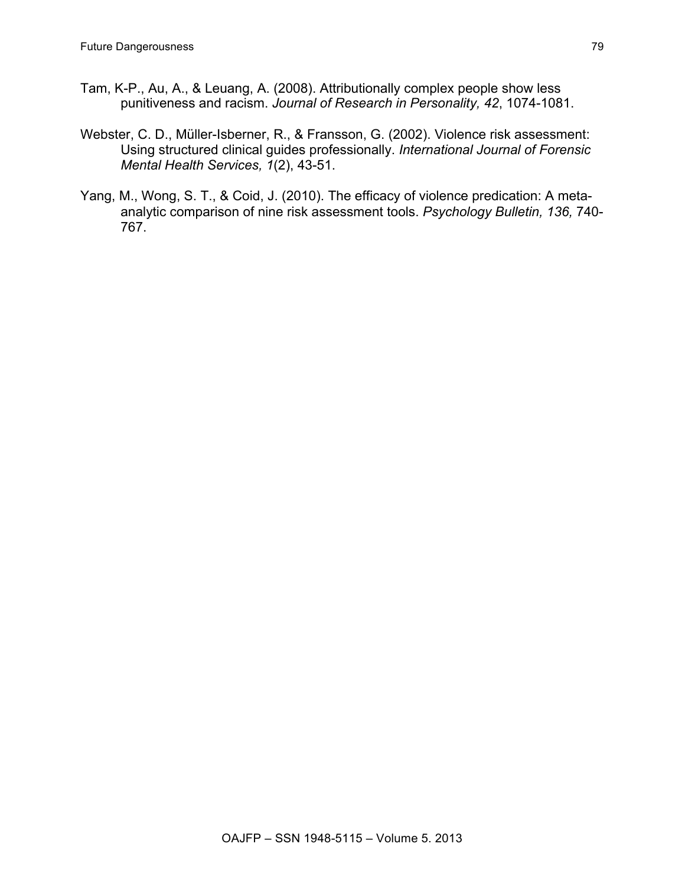Tam, K-P., Au, A., & Leuang, A. (2008). Attributionally complex people show less punitiveness and racism. *Journal of Research in Personality, 42*, 1074-1081.

Webster, C. D., Müller-Isberner, R., & Fransson, G. (2002). Violence risk assessment: Using structured clinical guides professionally. *International Journal of Forensic Mental Health Services, 1*(2), 43-51.

Yang, M., Wong, S. T., & Coid, J. (2010). The efficacy of violence predication: A meta-analytic comparison of nine risk assessment tools. *Psychology Bulletin, 136,* 740-767.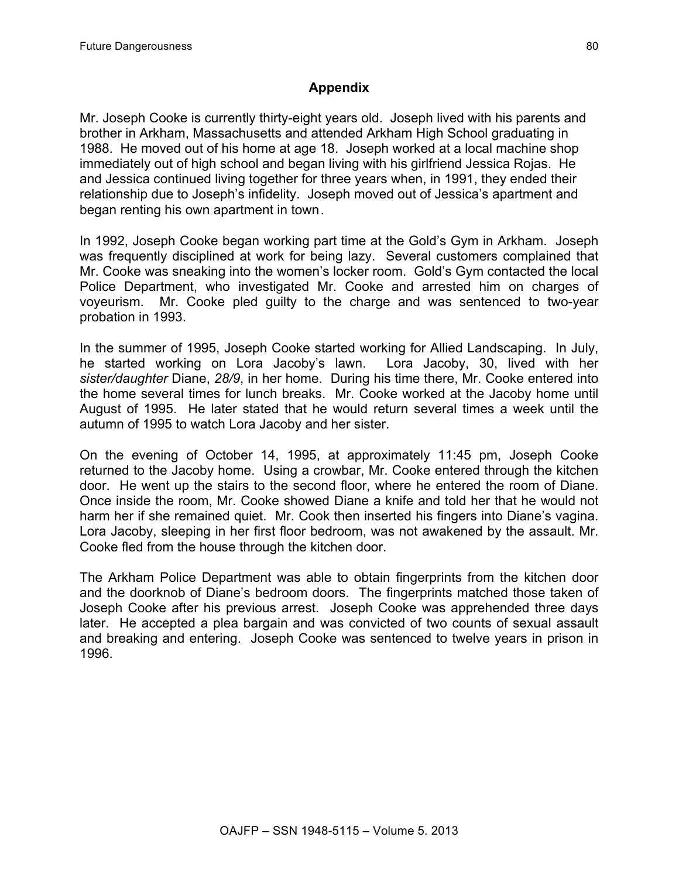## Appendix

Mr. Joseph Cooke is currently thirty-eight years old. Joseph lived with his parents and brother in Arkham, Massachusetts and attended Arkham High School graduating in 1988. He moved out of his home at age 18. Joseph worked at a local machine shop immediately out of high school and began living with his girlfriend Jessica Rojas. He and Jessica continued living together for three years when, in 1991, they ended their relationship due to Joseph's infidelity. Joseph moved out of Jessica's apartment and began renting his own apartment in town.

In 1992, Joseph Cooke began working part time at the Gold's Gym in Arkham. Joseph was frequently disciplined at work for being lazy. Several customers complained that Mr. Cooke was sneaking into the women's locker room. Gold's Gym contacted the local Police Department, who investigated Mr. Cooke and arrested him on charges of voyeurism. Mr. Cooke pled guilty to the charge and was sentenced to two-year probation in 1993.

In the summer of 1995, Joseph Cooke started working for Allied Landscaping. In July, he started working on Lora Jacoby's lawn. Lora Jacoby, 30, lived with her *sister/daughter* Diane, *28/9*, in her home. During his time there, Mr. Cooke entered into the home several times for lunch breaks. Mr. Cooke worked at the Jacoby home until August of 1995. He later stated that he would return several times a week until the autumn of 1995 to watch Lora Jacoby and her sister.

On the evening of October 14, 1995, at approximately 11:45 pm, Joseph Cooke returned to the Jacoby home. Using a crowbar, Mr. Cooke entered through the kitchen door. He went up the stairs to the second floor, where he entered the room of Diane. Once inside the room, Mr. Cooke showed Diane a knife and told her that he would not harm her if she remained quiet. Mr. Cook then inserted his fingers into Diane's vagina. Lora Jacoby, sleeping in her first floor bedroom, was not awakened by the assault. Mr. Cooke fled from the house through the kitchen door.

The Arkham Police Department was able to obtain fingerprints from the kitchen door and the doorknob of Diane's bedroom doors. The fingerprints matched those taken of Joseph Cooke after his previous arrest. Joseph Cooke was apprehended three days later. He accepted a plea bargain and was convicted of two counts of sexual assault and breaking and entering. Joseph Cooke was sentenced to twelve years in prison in 1996.